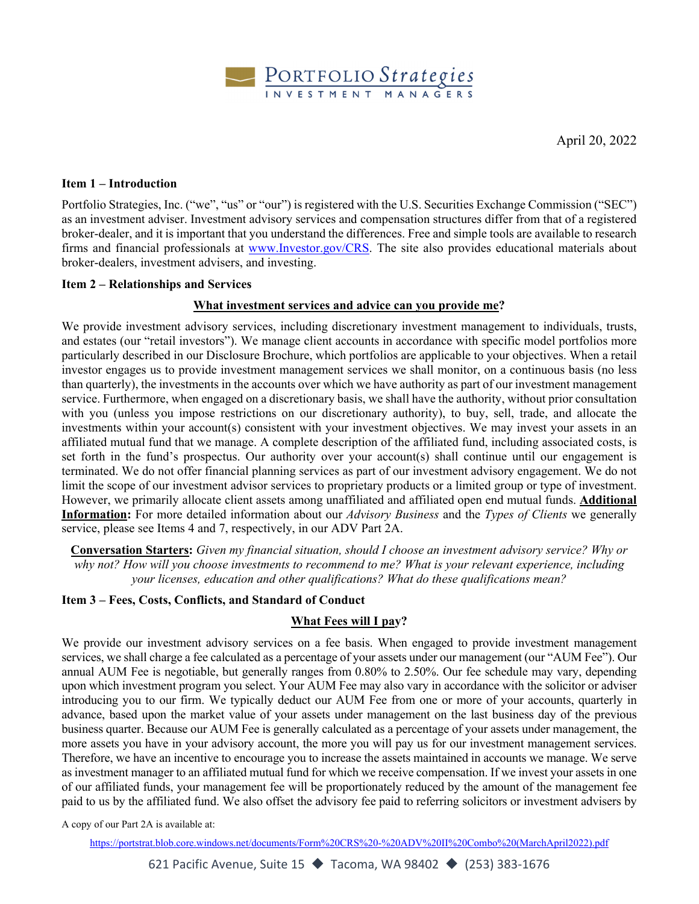PORTFOLIO *Strategies*
INVESTMENT MANAGERS

April 20, 2022

**Item 1 – Introduction**

Portfolio Strategies, Inc. ("we", "us" or "our") is registered with the U.S. Securities Exchange Commission ("SEC") as an investment adviser. Investment advisory services and compensation structures differ from that of a registered broker-dealer, and it is important that you understand the differences. Free and simple tools are available to research firms and financial professionals at [www.Investor.gov/CRS](www.Investor.gov/CRS). The site also provides educational materials about broker-dealers, investment advisers, and investing.

**Item 2 – Relationships and Services**

**What investment services and advice can you provide me?**

We provide investment advisory services, including discretionary investment management to individuals, trusts, and estates (our "retail investors"). We manage client accounts in accordance with specific model portfolios more particularly described in our Disclosure Brochure, which portfolios are applicable to your objectives. When a retail investor engages us to provide investment management services we shall monitor, on a continuous basis (no less than quarterly), the investments in the accounts over which we have authority as part of our investment management service. Furthermore, when engaged on a discretionary basis, we shall have the authority, without prior consultation with you (unless you impose restrictions on our discretionary authority), to buy, sell, trade, and allocate the investments within your account(s) consistent with your investment objectives. We may invest your assets in an affiliated mutual fund that we manage. A complete description of the affiliated fund, including associated costs, is set forth in the fund's prospectus. Our authority over your account(s) shall continue until our engagement is terminated. We do not offer financial planning services as part of our investment advisory engagement. We do not limit the scope of our investment advisor services to proprietary products or a limited group or type of investment. However, we primarily allocate client assets among unaffiliated and affiliated open end mutual funds. **Additional Information:** For more detailed information about our *Advisory Business* and the *Types of Clients* we generally service, please see Items 4 and 7, respectively, in our ADV Part 2A.

**Conversation Starters:** *Given my financial situation, should I choose an investment advisory service? Why or why not? How will you choose investments to recommend to me? What is your relevant experience, including your licenses, education and other qualifications? What do these qualifications mean?*

**Item 3 – Fees, Costs, Conflicts, and Standard of Conduct**

**What Fees will I pay?**

We provide our investment advisory services on a fee basis. When engaged to provide investment management services, we shall charge a fee calculated as a percentage of your assets under our management (our "AUM Fee"). Our annual AUM Fee is negotiable, but generally ranges from 0.80% to 2.50%. Our fee schedule may vary, depending upon which investment program you select. Your AUM Fee may also vary in accordance with the solicitor or adviser introducing you to our firm. We typically deduct our AUM Fee from one or more of your accounts, quarterly in advance, based upon the market value of your assets under management on the last business day of the previous business quarter. Because our AUM Fee is generally calculated as a percentage of your assets under management, the more assets you have in your advisory account, the more you will pay us for our investment management services. Therefore, we have an incentive to encourage you to increase the assets maintained in accounts we manage. We serve as investment manager to an affiliated mutual fund for which we receive compensation. If we invest your assets in one of our affiliated funds, your management fee will be proportionately reduced by the amount of the management fee paid to us by the affiliated fund. We also offset the advisory fee paid to referring solicitors or investment advisers by

A copy of our Part 2A is available at:

<https://portstrat.blob.core.windows.net/documents/Form%20CRS%20-%20ADV%20II%20Combo%20(MarchApril2022).pdf>

621 Pacific Avenue, Suite 15 ◆ Tacoma, WA 98402 ◆ (253) 383-1676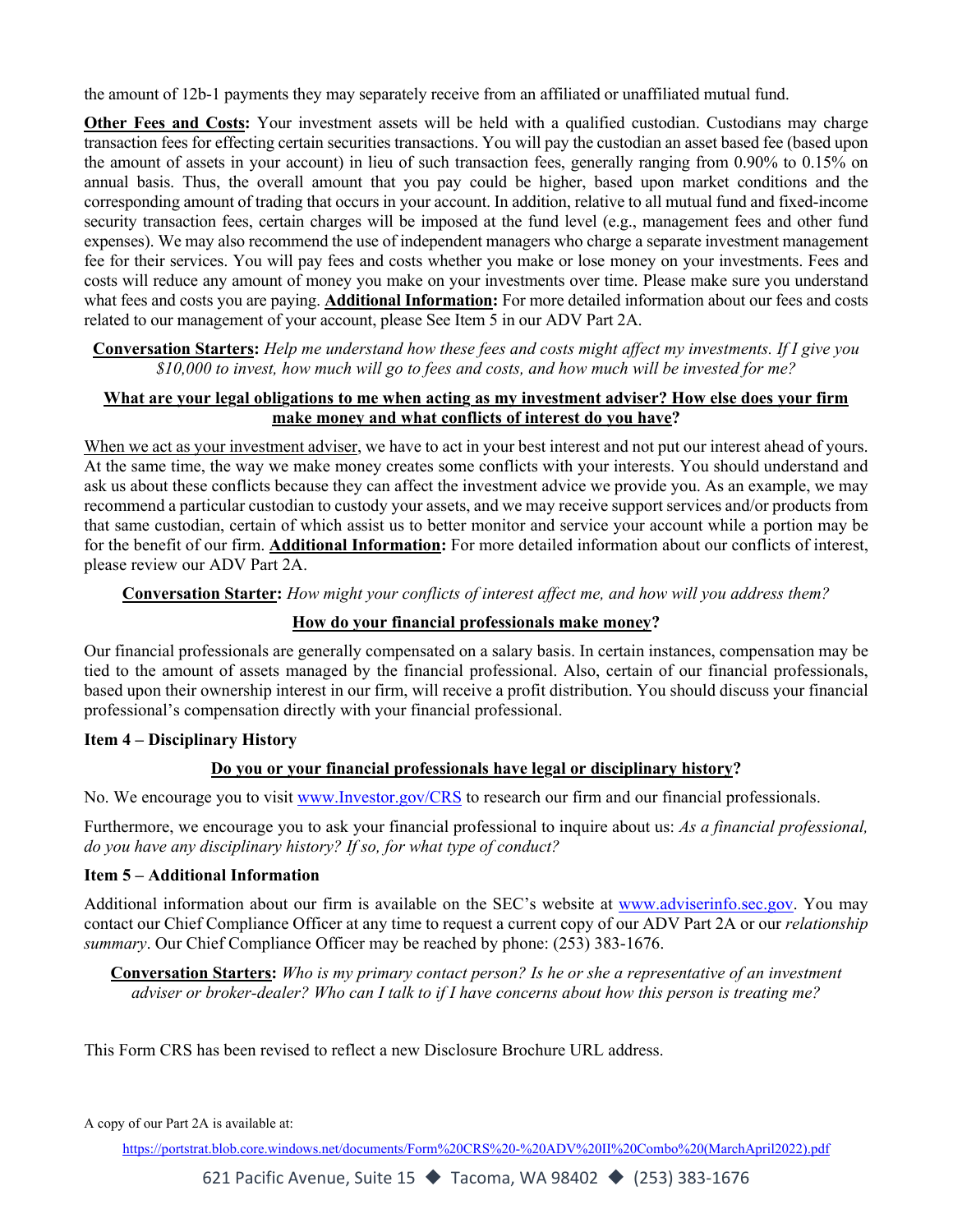the amount of 12b-1 payments they may separately receive from an affiliated or unaffiliated mutual fund.

**Other Fees and Costs:** Your investment assets will be held with a qualified custodian. Custodians may charge transaction fees for effecting certain securities transactions. You will pay the custodian an asset based fee (based upon the amount of assets in your account) in lieu of such transaction fees, generally ranging from 0.90% to 0.15% on annual basis. Thus, the overall amount that you pay could be higher, based upon market conditions and the corresponding amount of trading that occurs in your account. In addition, relative to all mutual fund and fixed-income security transaction fees, certain charges will be imposed at the fund level (e.g., management fees and other fund expenses). We may also recommend the use of independent managers who charge a separate investment management fee for their services. You will pay fees and costs whether you make or lose money on your investments. Fees and costs will reduce any amount of money you make on your investments over time. Please make sure you understand what fees and costs you are paying. **Additional Information:** For more detailed information about our fees and costs related to our management of your account, please See Item 5 in our ADV Part 2A.

**Conversation Starters:** *Help me understand how these fees and costs might affect my investments. If I give you $10,000 to invest, how much will go to fees and costs, and how much will be invested for me?*

**What are your legal obligations to me when acting as my investment adviser? How else does your firm make money and what conflicts of interest do you have?**

When we act as your investment adviser, we have to act in your best interest and not put our interest ahead of yours. At the same time, the way we make money creates some conflicts with your interests. You should understand and ask us about these conflicts because they can affect the investment advice we provide you. As an example, we may recommend a particular custodian to custody your assets, and we may receive support services and/or products from that same custodian, certain of which assist us to better monitor and service your account while a portion may be for the benefit of our firm. **Additional Information:** For more detailed information about our conflicts of interest, please review our ADV Part 2A.

**Conversation Starter:** *How might your conflicts of interest affect me, and how will you address them?*

**How do your financial professionals make money?**

Our financial professionals are generally compensated on a salary basis. In certain instances, compensation may be tied to the amount of assets managed by the financial professional. Also, certain of our financial professionals, based upon their ownership interest in the firm, will receive a profit distribution. You should discuss your financial professional's compensation directly with your financial professional.

### Item 4 – Disciplinary History

**Do you or your financial professionals have legal or disciplinary history?**

No. We encourage you to visit www.Investor.gov/CRS to research our firm and our financial professionals.

Furthermore, we encourage you to ask your financial professional to inquire about us: *As a financial professional, do you have any disciplinary history? If so, for what type of conduct?*

### Item 5 – Additional Information

Additional information about our firm is available on the SEC's website at www.adviserinfo.sec.gov. You may contact our Chief Compliance Officer at any time to request a current copy of our ADV Part 2A or our *relationship summary*. Our Chief Compliance Officer may be reached by phone: (253) 383-1676.

**Conversation Starters:** *Who is my primary contact person? Is he or she a representative of an investment adviser or broker-dealer? Who can I talk to if I have concerns about how this person is treating me?*

This Form CRS has been revised to reflect a new Disclosure Brochure URL address.

A copy of our Part 2A is available at:

https://portstrat.blob.core.windows.net/documents/Form%20CRS%20-%20ADV%20II%20Combo%20(MarchApril2022).pdf

621 Pacific Avenue, Suite 15 ◆ Tacoma, WA 98402 ◆ (253) 383-1676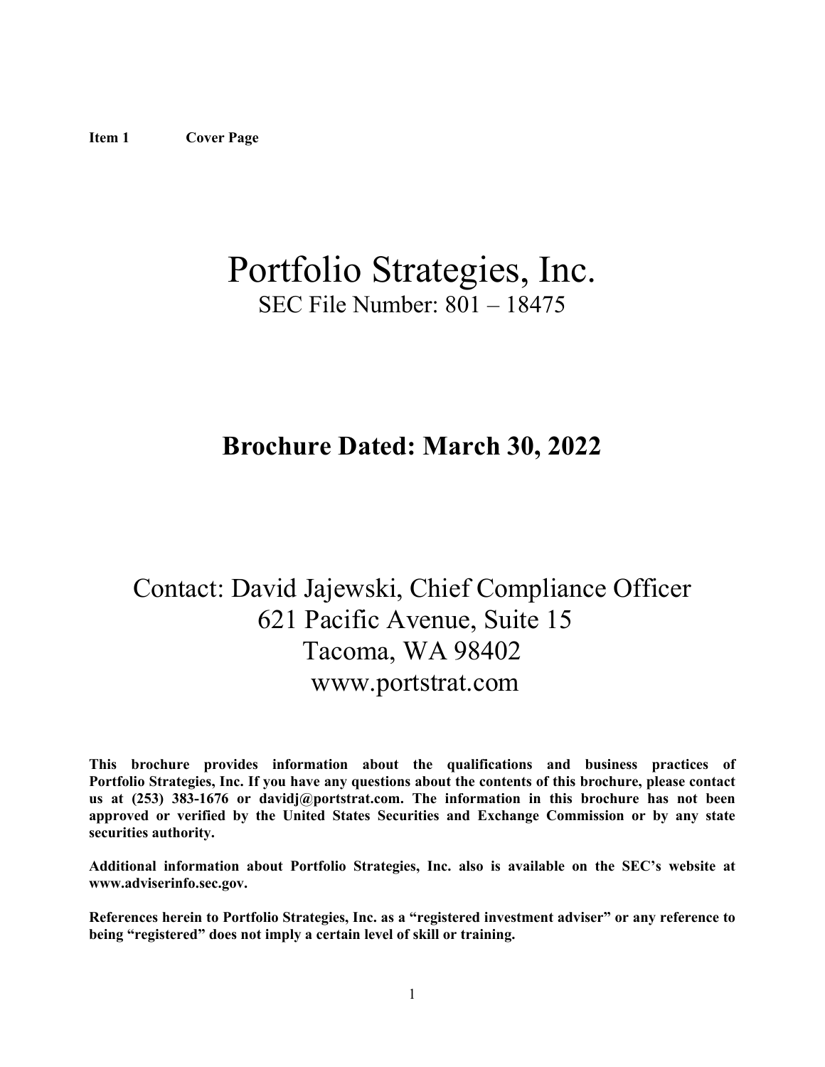**Item 1 Cover Page**

# Portfolio Strategies, Inc.

SEC File Number: 801 – 18475

## Brochure Dated: March 30, 2022

Contact: David Jajewski, Chief Compliance Officer
621 Pacific Avenue, Suite 15
Tacoma, WA 98402
www.portstrat.com

**This brochure provides information about the qualifications and business practices of Portfolio Strategies, Inc. If you have any questions about the contents of this brochure, please contact us at (253) 383-1676 or davidj@portstrat.com. The information in this brochure has not been approved or verified by the United States Securities and Exchange Commission or by any state securities authority.**

**Additional information about Portfolio Strategies, Inc. also is available on the SEC's website at www.adviserinfo.sec.gov.**

**References herein to Portfolio Strategies, Inc. as a "registered investment adviser" or any reference to being "registered" does not imply a certain level of skill or training.**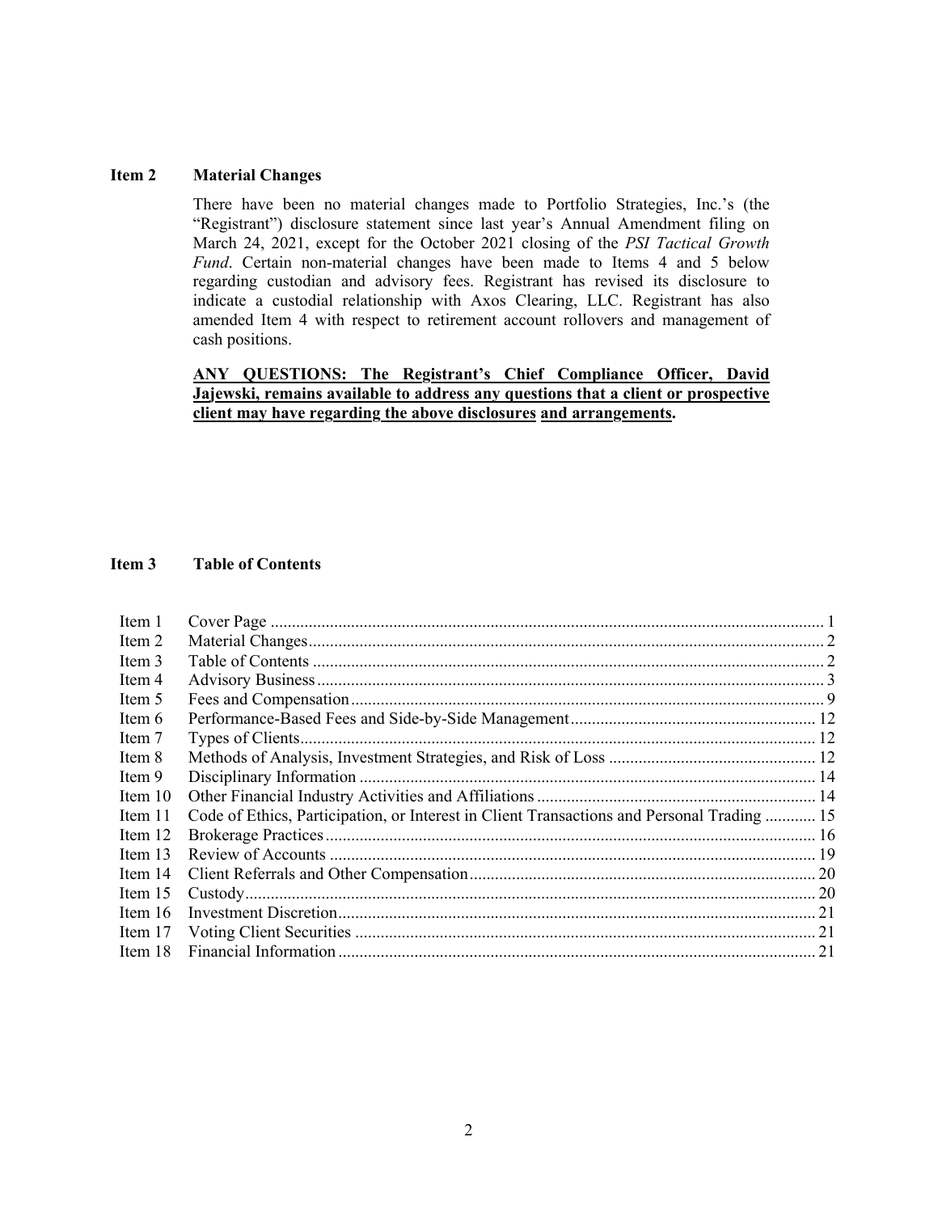## Item 2 Material Changes

There have been no material changes made to Portfolio Strategies, Inc.'s (the "Registrant") disclosure statement since last year's Annual Amendment filing on March 24, 2021, except for the October 2021 closing of the *PSI Tactical Growth Fund*. Certain non-material changes have been made to Items 4 and 5 below regarding custodian and advisory fees. Registrant has revised its disclosure to indicate a custodial relationship with Axos Clearing, LLC. Registrant has also amended Item 4 with respect to retirement account rollovers and management of cash positions.

**ANY QUESTIONS: The Registrant's Chief Compliance Officer, David Jajewski, remains available to address any questions that a client or prospective client may have regarding the above disclosures and arrangements.**

## Item 3 Table of Contents

| | | |
|---|---|---|
| Item 1 | Cover Page | 1 |
| Item 2 | Material Changes | 2 |
| Item 3 | Table of Contents | 2 |
| Item 4 | Advisory Business | 3 |
| Item 5 | Fees and Compensation | 9 |
| Item 6 | Performance-Based Fees and Side-by-Side Management | 12 |
| Item 7 | Types of Clients | 12 |
| Item 8 | Methods of Analysis, Investment Strategies, and Risk of Loss | 12 |
| Item 9 | Disciplinary Information | 14 |
| Item 10 | Other Financial Industry Activities and Affiliations | 14 |
| Item 11 | Code of Ethics, Participation, or Interest in Client Transactions and Personal Trading | 15 |
| Item 12 | Brokerage Practices | 16 |
| Item 13 | Review of Accounts | 19 |
| Item 14 | Client Referrals and Other Compensation | 20 |
| Item 15 | Custody | 20 |
| Item 16 | Investment Discretion | 21 |
| Item 17 | Voting Client Securities | 21 |
| Item 18 | Financial Information | 21 |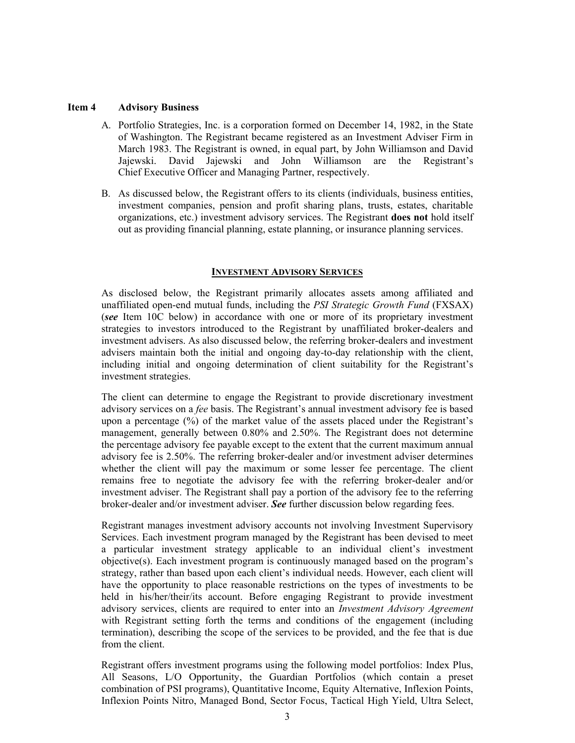## Item 4 Advisory Business

A. Portfolio Strategies, Inc. is a corporation formed on December 14, 1982, in the State of Washington. The Registrant became registered as an Investment Adviser Firm in March 1983. The Registrant is owned, in equal part, by John Williamson and David Jajewski. David Jajewski and John Williamson are the Registrant's Chief Executive Officer and Managing Partner, respectively.

B. As discussed below, the Registrant offers to its clients (individuals, business entities, investment companies, pension and profit sharing plans, trusts, estates, charitable organizations, etc.) investment advisory services. The Registrant **does not** hold itself out as providing financial planning, estate planning, or insurance planning services.

### INVESTMENT ADVISORY SERVICES

As disclosed below, the Registrant primarily allocates assets among affiliated and unaffiliated open-end mutual funds, including the *PSI Strategic Growth Fund* (FXSAX) (***see*** Item 10C below) in accordance with one or more of its proprietary investment strategies to investors introduced to the Registrant by unaffiliated broker-dealers and investment advisers. As also discussed below, the referring broker-dealers and investment advisers maintain both the initial and ongoing day-to-day relationship with the client, including initial and ongoing determination of client suitability for the Registrant's investment strategies.

The client can determine to engage the Registrant to provide discretionary investment advisory services on a *fee* basis. The Registrant's annual investment advisory fee is based upon a percentage (%) of the market value of the assets placed under the Registrant's management, generally between 0.80% and 2.50%. The Registrant does not determine the percentage advisory fee payable except to the extent that the current maximum annual advisory fee is 2.50%. The referring broker-dealer and/or investment adviser determines whether the client will pay the maximum or some lesser fee percentage. The client remains free to negotiate the advisory fee with the referring broker-dealer and/or investment adviser. The Registrant shall pay a portion of the advisory fee to the referring broker-dealer and/or investment adviser. ***See*** further discussion below regarding fees.

Registrant manages investment advisory accounts not involving Investment Supervisory Services. Each investment program managed by the Registrant has been devised to meet a particular investment strategy applicable to an individual client's investment objective(s). Each investment program is continuously managed based on the program's strategy, rather than based upon each client's individual needs. However, each client will have the opportunity to place reasonable restrictions on the types of investments to be held in his/her/their/its account. Before engaging Registrant to provide investment advisory services, clients are required to enter into an *Investment Advisory Agreement* with Registrant setting forth the terms and conditions of the engagement (including termination), describing the scope of the services to be provided, and the fee that is due from the client.

Registrant offers investment programs using the following model portfolios: Index Plus, All Seasons, L/O Opportunity, the Guardian Portfolios (which contain a preset combination of PSI programs), Quantitative Income, Equity Alternative, Inflexion Points, Inflexion Points Nitro, Managed Bond, Sector Focus, Tactical High Yield, Ultra Select,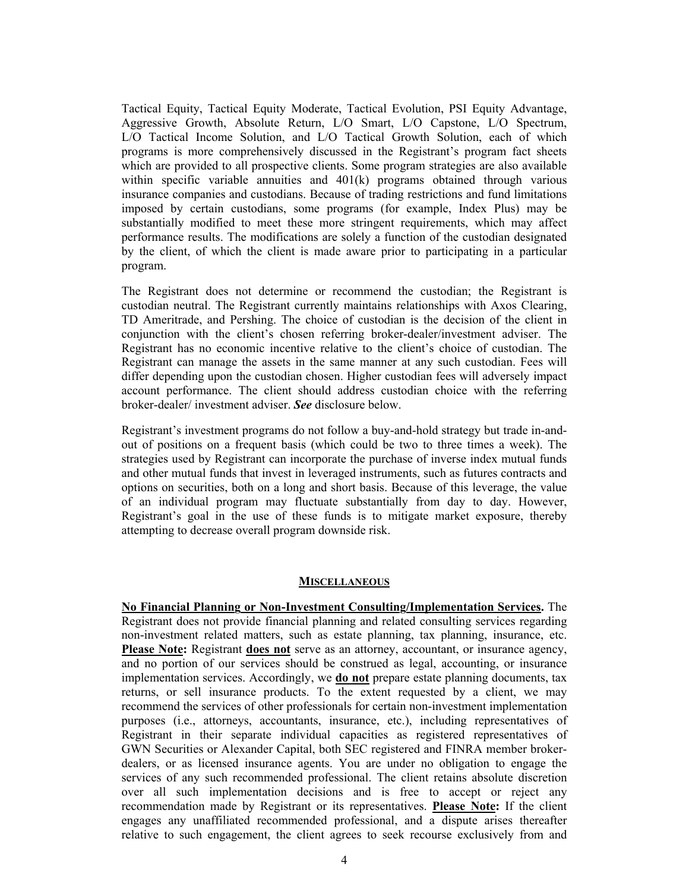Tactical Equity, Tactical Equity Moderate, Tactical Evolution, PSI Equity Advantage, Aggressive Growth, Absolute Return, L/O Smart, L/O Capstone, L/O Spectrum, L/O Tactical Income Solution, and L/O Tactical Growth Solution, each of which programs is more comprehensively discussed in the Registrant's program fact sheets which are provided to all prospective clients. Some program strategies are also available within specific variable annuities and 401(k) programs obtained through various insurance companies and custodians. Because of trading restrictions and fund limitations imposed by certain custodians, some programs (for example, Index Plus) may be substantially modified to meet these more stringent requirements, which may affect performance results. The modifications are solely a function of the custodian designated by the client, of which the client is made aware prior to participating in a particular program.

The Registrant does not determine or recommend the custodian; the Registrant is custodian neutral. The Registrant currently maintains relationships with Axos Clearing, TD Ameritrade, and Pershing. The choice of custodian is the decision of the client in conjunction with the client's chosen referring broker-dealer/investment adviser. The Registrant has no economic incentive relative to the client's choice of custodian. The Registrant can manage the assets in the same manner at any such custodian. Fees will differ depending upon the custodian chosen. Higher custodian fees will adversely impact account performance. The client should address custodian choice with the referring broker-dealer/ investment adviser. ***See*** disclosure below.

Registrant's investment programs do not follow a buy-and-hold strategy but trade in-and-out of positions on a frequent basis (which could be two to three times a week). The strategies used by Registrant can incorporate the purchase of inverse index mutual funds and other mutual funds that invest in leveraged instruments, such as futures contracts and options on securities, both on a long and short basis. Because of this leverage, the value of an individual program may fluctuate substantially from day to day. However, Registrant's goal in the use of these funds is to mitigate market exposure, thereby attempting to decrease overall program downside risk.

## MISCELLANEOUS

**No Financial Planning or Non-Investment Consulting/Implementation Services.** The Registrant does not provide financial planning and related consulting services regarding non-investment related matters, such as estate planning, tax planning, insurance, etc. **Please Note:** Registrant **does not** serve as an attorney, accountant, or insurance agency, and no portion of our services should be construed as legal, accounting, or insurance implementation services. Accordingly, we **do not** prepare estate planning documents, tax returns, or sell insurance products. To the extent requested by a client, we may recommend the services of other professionals for certain non-investment implementation purposes (i.e., attorneys, accountants, insurance, etc.), including representatives of Registrant in their separate individual capacities as registered representatives of GWN Securities or Alexander Capital, both SEC registered and FINRA member broker-dealers, or as licensed insurance agents. You are under no obligation to engage the services of any such recommended professional. The client retains absolute discretion over all such implementation decisions and is free to accept or reject any recommendation made by Registrant or its representatives. **Please Note:** If the client engages any unaffiliated recommended professional, and a dispute arises thereafter relative to such engagement, the client agrees to seek recourse exclusively from and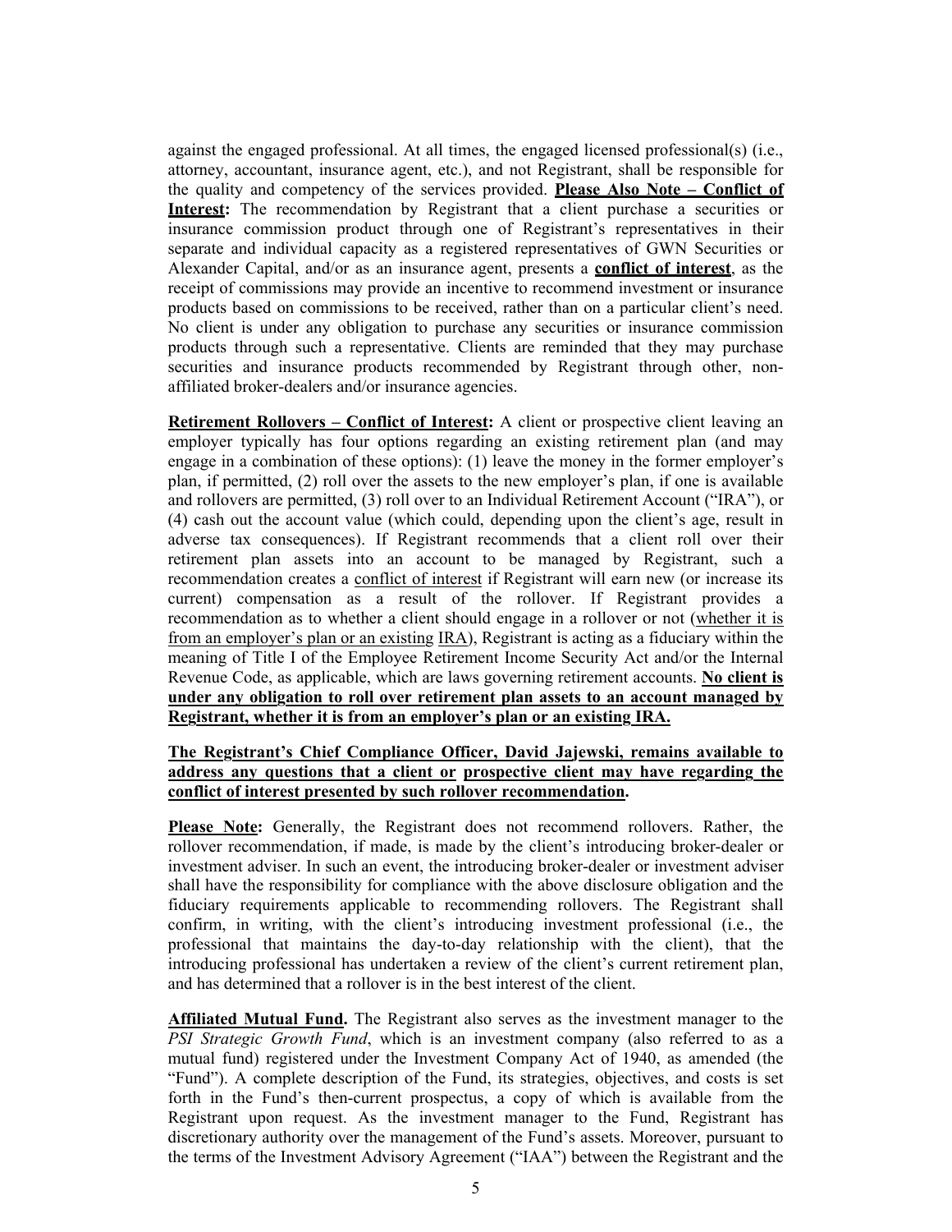against the engaged professional. At all times, the engaged licensed professional(s) (i.e., attorney, accountant, insurance agent, etc.), and not Registrant, shall be responsible for the quality and competency of the services provided. **Please Also Note – Conflict of Interest:** The recommendation by Registrant that a client purchase a securities or insurance commission product through one of Registrant's representatives in their separate and individual capacity as a registered representatives of GWN Securities or Alexander Capital, and/or as an insurance agent, presents a **conflict of interest**, as the receipt of commissions may provide an incentive to recommend investment or insurance products based on commissions to be received, rather than on a particular client's need. No client is under any obligation to purchase any securities or insurance commission products through such a representative. Clients are reminded that they may purchase securities and insurance products recommended by Registrant through other, non-affiliated broker-dealers and/or insurance agencies.

**Retirement Rollovers – Conflict of Interest:** A client or prospective client leaving an employer typically has four options regarding an existing retirement plan (and may engage in a combination of these options): (1) leave the money in the former employer's plan, if permitted, (2) roll over the assets to the new employer's plan, if one is available and rollovers are permitted, (3) roll over to an Individual Retirement Account ("IRA"), or (4) cash out the account value (which could, depending upon the client's age, result in adverse tax consequences). If Registrant recommends that a client roll over their retirement plan assets into an account to be managed by Registrant, such a recommendation creates a conflict of interest if Registrant will earn new (or increase its current) compensation as a result of the rollover. If Registrant provides a recommendation as to whether a client should engage in a rollover or not (whether it is from an employer's plan or an existing IRA), Registrant is acting as a fiduciary within the meaning of Title I of the Employee Retirement Income Security Act and/or the Internal Revenue Code, as applicable, which are laws governing retirement accounts. **No client is under any obligation to roll over retirement plan assets to an account managed by Registrant, whether it is from an employer's plan or an existing IRA.**

**The Registrant's Chief Compliance Officer, David Jajewski, remains available to address any questions that a client or prospective client may have regarding the conflict of interest presented by such rollover recommendation.**

**Please Note:** Generally, the Registrant does not recommend rollovers. Rather, the rollover recommendation, if made, is made by the client's introducing broker-dealer or investment adviser. In such an event, the introducing broker-dealer or investment adviser shall have the responsibility for compliance with the above disclosure obligation and the fiduciary requirements applicable to recommending rollovers. The Registrant shall confirm, in writing, with the client's introducing investment professional (i.e., the professional that maintains the day-to-day relationship with the client), that the introducing professional has undertaken a review of the client's current retirement plan, and has determined that a rollover is in the best interest of the client.

**Affiliated Mutual Fund.** The Registrant also serves as the investment manager to the *PSI Strategic Growth Fund*, which is an investment company (also referred to as a mutual fund) registered under the Investment Company Act of 1940, as amended (the "Fund"). A complete description of the Fund, its strategies, objectives, and costs is set forth in the Fund's then-current prospectus, a copy of which is available from the Registrant upon request. As the investment manager to the Fund, Registrant has discretionary authority over the management of the Fund's assets. Moreover, pursuant to the terms of the Investment Advisory Agreement ("IAA") between the Registrant and the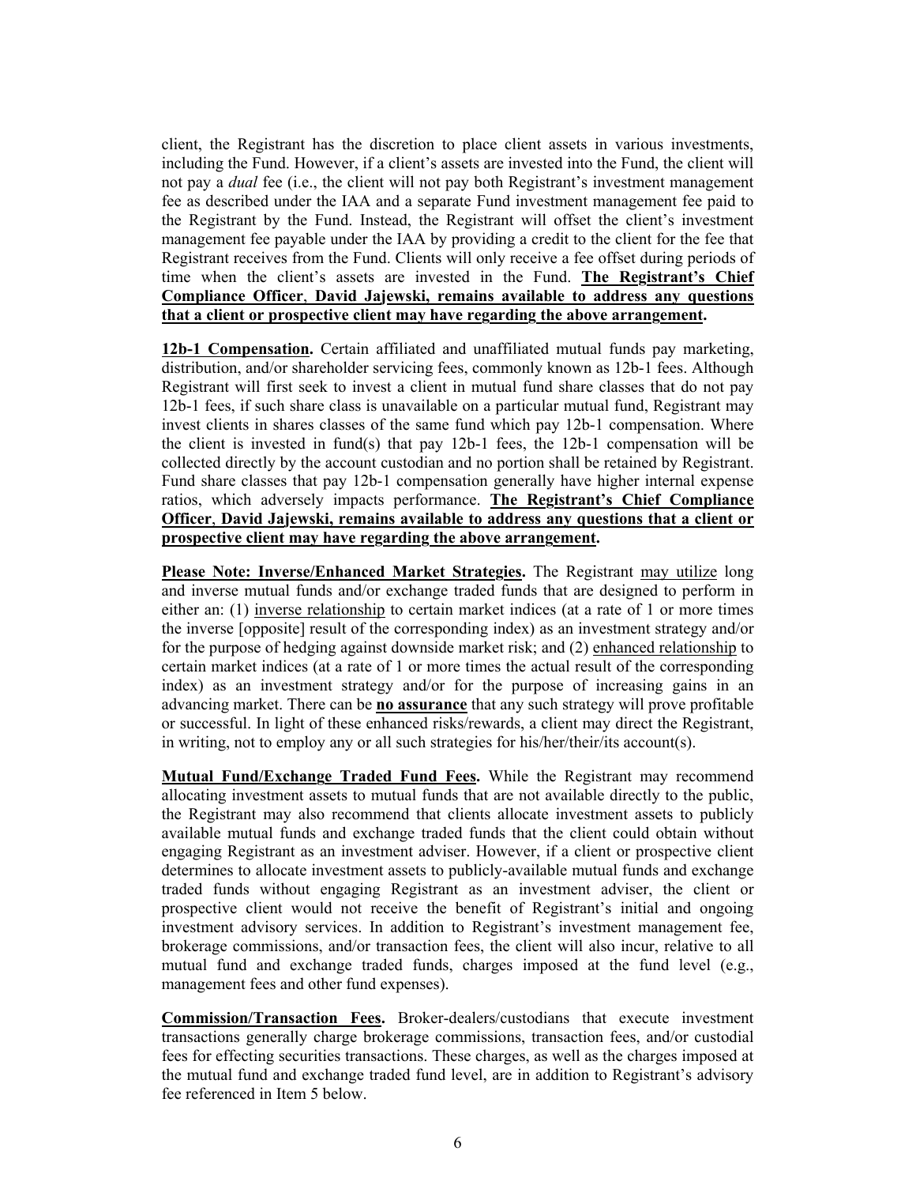client, the Registrant has the discretion to place client assets in various investments, including the Fund. However, if a client's assets are invested into the Fund, the client will not pay a *dual* fee (i.e., the client will not pay both Registrant's investment management fee as described under the IAA and a separate Fund investment management fee paid to the Registrant by the Fund. Instead, the Registrant will offset the client's investment management fee payable under the IAA by providing a credit to the client for the fee that Registrant receives from the Fund. Clients will only receive a fee offset during periods of time when the client's assets are invested in the Fund. **The Registrant's Chief Compliance Officer, David Jajewski, remains available to address any questions that a client or prospective client may have regarding the above arrangement.**

**12b-1 Compensation.** Certain affiliated and unaffiliated mutual funds pay marketing, distribution, and/or shareholder servicing fees, commonly known as 12b-1 fees. Although Registrant will first seek to invest a client in mutual fund share classes that do not pay 12b-1 fees, if such share class is unavailable on a particular mutual fund, Registrant may invest clients in shares classes of the same fund which pay 12b-1 compensation. Where the client is invested in fund(s) that pay 12b-1 fees, the 12b-1 compensation will be collected directly by the account custodian and no portion shall be retained by Registrant. Fund share classes that pay 12b-1 compensation generally have higher internal expense ratios, which adversely impacts performance. **The Registrant's Chief Compliance Officer, David Jajewski, remains available to address any questions that a client or prospective client may have regarding the above arrangement.**

**Please Note: Inverse/Enhanced Market Strategies.** The Registrant may utilize long and inverse mutual funds and/or exchange traded funds that are designed to perform in either an: (1) inverse relationship to certain market indices (at a rate of 1 or more times the inverse [opposite] result of the corresponding index) as an investment strategy and/or for the purpose of hedging against downside market risk; and (2) enhanced relationship to certain market indices (at a rate of 1 or more times the actual result of the corresponding index) as an investment strategy and/or for the purpose of increasing gains in an advancing market. There can be **no assurance** that any such strategy will prove profitable or successful. In light of these enhanced risks/rewards, a client may direct the Registrant, in writing, not to employ any or all such strategies for his/her/their/its account(s).

**Mutual Fund/Exchange Traded Fund Fees.** While the Registrant may recommend allocating investment assets to mutual funds that are not available directly to the public, the Registrant may also recommend that clients allocate investment assets to publicly available mutual funds and exchange traded funds that the client could obtain without engaging Registrant as an investment adviser. However, if a client or prospective client determines to allocate investment assets to publicly-available mutual funds and exchange traded funds without engaging Registrant as an investment adviser, the client or prospective client would not receive the benefit of Registrant's initial and ongoing investment advisory services. In addition to Registrant's investment management fee, brokerage commissions, and/or transaction fees, the client will also incur, relative to all mutual fund and exchange traded funds, charges imposed at the fund level (e.g., management fees and other fund expenses).

**Commission/Transaction Fees.** Broker-dealers/custodians that execute investment transactions generally charge brokerage commissions, transaction fees, and/or custodial fees for effecting securities transactions. These charges, as well as the charges imposed at the mutual fund and exchange traded fund level, are in addition to Registrant's advisory fee referenced in Item 5 below.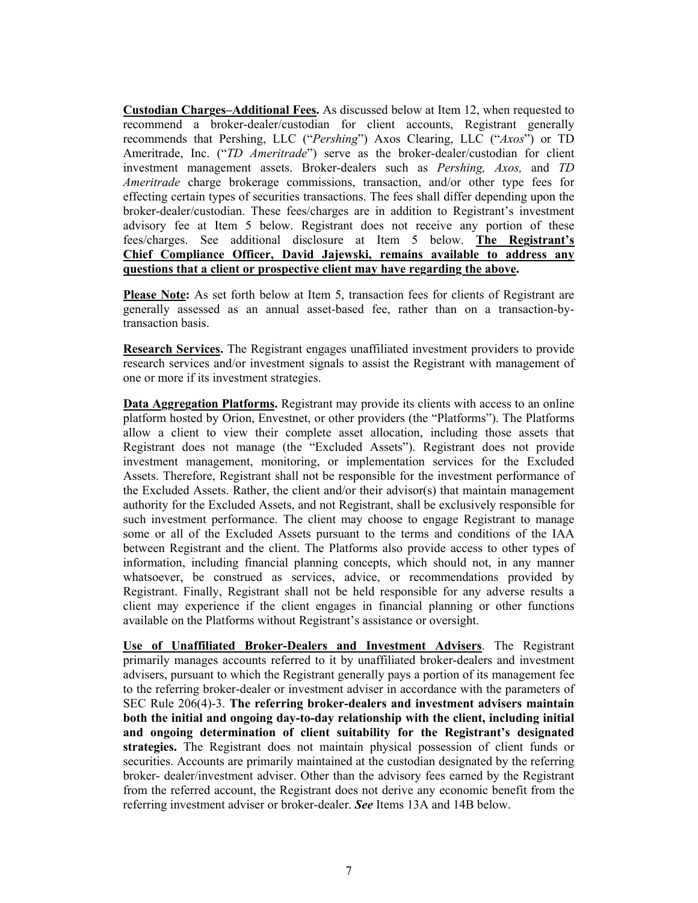**Custodian Charges–Additional Fees.** As discussed below at Item 12, when requested to recommend a broker-dealer/custodian for client accounts, Registrant generally recommends that Pershing, LLC ("*Pershing*") Axos Clearing, LLC ("*Axos*") or TD Ameritrade, Inc. ("*TD Ameritrade*") serve as the broker-dealer/custodian for client investment management assets. Broker-dealers such as *Pershing, Axos,* and *TD Ameritrade* charge brokerage commissions, transaction, and/or other type fees for effecting certain types of securities transactions. The fees shall differ depending upon the broker-dealer/custodian. These fees/charges are in addition to Registrant's investment advisory fee at Item 5 below. Registrant does not receive any portion of these fees/charges. See additional disclosure at Item 5 below. **The Registrant's Chief Compliance Officer, David Jajewski, remains available to address any questions that a client or prospective client may have regarding the above.**

**Please Note:** As set forth below at Item 5, transaction fees for clients of Registrant are generally assessed as an annual asset-based fee, rather than on a transaction-by-transaction basis.

**Research Services.** The Registrant engages unaffiliated investment providers to provide research services and/or investment signals to assist the Registrant with management of one or more if its investment strategies.

**Data Aggregation Platforms.** Registrant may provide its clients with access to an online platform hosted by Orion, Envestnet, or other providers (the "Platforms"). The Platforms allow a client to view their complete asset allocation, including those assets that Registrant does not manage (the "Excluded Assets"). Registrant does not provide investment management, monitoring, or implementation services for the Excluded Assets. Therefore, Registrant shall not be responsible for the investment performance of the Excluded Assets. Rather, the client and/or their advisor(s) that maintain management authority for the Excluded Assets, and not Registrant, shall be exclusively responsible for such investment performance. The client may choose to engage Registrant to manage some or all of the Excluded Assets pursuant to the terms and conditions of the IAA between Registrant and the client. The Platforms also provide access to other types of information, including financial planning concepts, which should not, in any manner whatsoever, be construed as services, advice, or recommendations provided by Registrant. Finally, Registrant shall not be held responsible for any adverse results a client may experience if the client engages in financial planning or other functions available on the Platforms without Registrant's assistance or oversight.

**Use of Unaffiliated Broker-Dealers and Investment Advisers**. The Registrant primarily manages accounts referred to it by unaffiliated broker-dealers and investment advisers, pursuant to which the Registrant generally pays a portion of its management fee to the referring broker-dealer or investment adviser in accordance with the parameters of SEC Rule 206(4)-3. **The referring broker-dealers and investment advisers maintain both the initial and ongoing day-to-day relationship with the client, including initial and ongoing determination of client suitability for the Registrant's designated strategies.** The Registrant does not maintain physical possession of client funds or securities. Accounts are primarily maintained at the custodian designated by the referring broker- dealer/investment adviser. Other than the advisory fees earned by the Registrant from the referred account, the Registrant does not derive any economic benefit from the referring investment adviser or broker-dealer. ***See*** Items 13A and 14B below.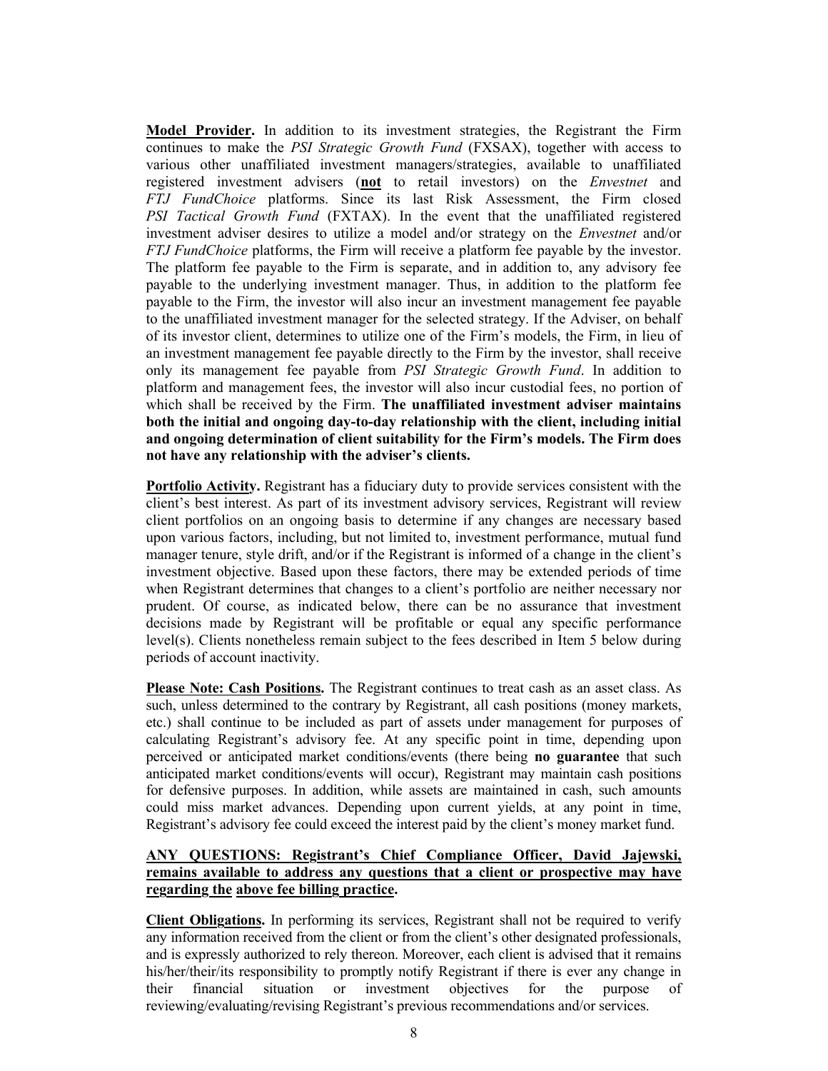**Model Provider.** In addition to its investment strategies, the Registrant the Firm continues to make the *PSI Strategic Growth Fund* (FXSAX), together with access to various other unaffiliated investment managers/strategies, available to unaffiliated registered investment advisers (**not** to retail investors) on the *Envestnet* and *FTJ FundChoice* platforms. Since its last Risk Assessment, the Firm closed *PSI Tactical Growth Fund* (FXTAX). In the event that the unaffiliated registered investment adviser desires to utilize a model and/or strategy on the *Envestnet* and/or *FTJ FundChoice* platforms, the Firm will receive a platform fee payable by the investor. The platform fee payable to the Firm is separate, and in addition to, any advisory fee payable to the underlying investment manager. Thus, in addition to the platform fee payable to the Firm, the investor will also incur an investment management fee payable to the unaffiliated investment manager for the selected strategy. If the Adviser, on behalf of its investor client, determines to utilize one of the Firm's models, the Firm, in lieu of an investment management fee payable directly to the Firm by the investor, shall receive only its management fee payable from *PSI Strategic Growth Fund*. In addition to platform and management fees, the investor will also incur custodial fees, no portion of which shall be received by the Firm. **The unaffiliated investment adviser maintains both the initial and ongoing day-to-day relationship with the client, including initial and ongoing determination of client suitability for the Firm's models. The Firm does not have any relationship with the adviser's clients.**

**Portfolio Activity.** Registrant has a fiduciary duty to provide services consistent with the client's best interest. As part of its investment advisory services, Registrant will review client portfolios on an ongoing basis to determine if any changes are necessary based upon various factors, including, but not limited to, investment performance, mutual fund manager tenure, style drift, and/or if the Registrant is informed of a change in the client's investment objective. Based upon these factors, there may be extended periods of time when Registrant determines that changes to a client's portfolio are neither necessary nor prudent. Of course, as indicated below, there can be no assurance that investment decisions made by Registrant will be profitable or equal any specific performance level(s). Clients nonetheless remain subject to the fees described in Item 5 below during periods of account inactivity.

**Please Note: Cash Positions.** The Registrant continues to treat cash as an asset class. As such, unless determined to the contrary by Registrant, all cash positions (money markets, etc.) shall continue to be included as part of assets under management for purposes of calculating Registrant's advisory fee. At any specific point in time, depending upon perceived or anticipated market conditions/events (there being **no guarantee** that such anticipated market conditions/events will occur), Registrant may maintain cash positions for defensive purposes. In addition, while assets are maintained in cash, such amounts could miss market advances. Depending upon current yields, at any point in time, Registrant's advisory fee could exceed the interest paid by the client's money market fund.

**ANY QUESTIONS: Registrant's Chief Compliance Officer, David Jajewski, remains available to address any questions that a client or prospective may have regarding the above fee billing practice.**

**Client Obligations.** In performing its services, Registrant shall not be required to verify any information received from the client or from the client's other designated professionals, and is expressly authorized to rely thereon. Moreover, each client is advised that it remains his/her/their/its responsibility to promptly notify Registrant if there is ever any change in their financial situation or investment objectives for the purpose of reviewing/evaluating/revising Registrant's previous recommendations and/or services.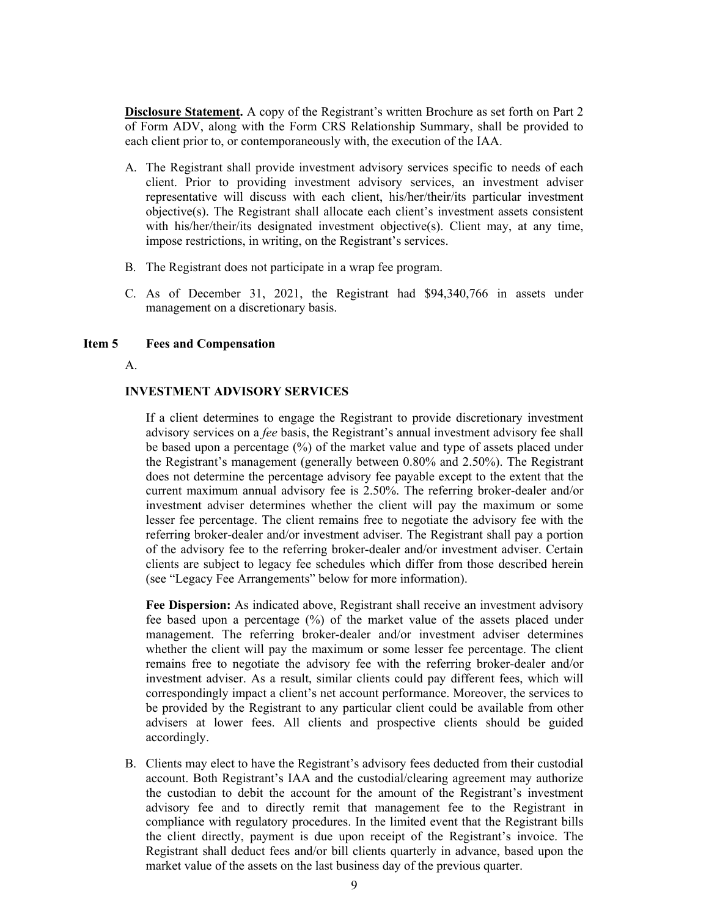**Disclosure Statement.** A copy of the Registrant's written Brochure as set forth on Part 2 of Form ADV, along with the Form CRS Relationship Summary, shall be provided to each client prior to, or contemporaneously with, the execution of the IAA.

A. The Registrant shall provide investment advisory services specific to needs of each client. Prior to providing investment advisory services, an investment adviser representative will discuss with each client, his/her/their/its particular investment objective(s). The Registrant shall allocate each client's investment assets consistent with his/her/their/its designated investment objective(s). Client may, at any time, impose restrictions, in writing, on the Registrant's services.

B. The Registrant does not participate in a wrap fee program.

C. As of December 31, 2021, the Registrant had $94,340,766 in assets under management on a discretionary basis.

## Item 5 Fees and Compensation

A.

### INVESTMENT ADVISORY SERVICES

If a client determines to engage the Registrant to provide discretionary investment advisory services on a *fee* basis, the Registrant's annual investment advisory fee shall be based upon a percentage (%) of the market value and type of assets placed under the Registrant's management (generally between 0.80% and 2.50%). The Registrant does not determine the percentage advisory fee payable except to the extent that the current maximum annual advisory fee is 2.50%. The referring broker-dealer and/or investment adviser determines whether the client will pay the maximum or some lesser fee percentage. The client remains free to negotiate the advisory fee with the referring broker-dealer and/or investment adviser. The Registrant shall pay a portion of the advisory fee to the referring broker-dealer and/or investment adviser. Certain clients are subject to legacy fee schedules which differ from those described herein (see "Legacy Fee Arrangements" below for more information).

**Fee Dispersion:** As indicated above, Registrant shall receive an investment advisory fee based upon a percentage (%) of the market value of the assets placed under management. The referring broker-dealer and/or investment adviser determines whether the client will pay the maximum or some lesser fee percentage. The client remains free to negotiate the advisory fee with the referring broker-dealer and/or investment adviser. As a result, similar clients could pay different fees, which will correspondingly impact a client's net account performance. Moreover, the services to be provided by the Registrant to any particular client could be available from other advisers at lower fees. All clients and prospective clients should be guided accordingly.

B. Clients may elect to have the Registrant's advisory fees deducted from their custodial account. Both Registrant's IAA and the custodial/clearing agreement may authorize the custodian to debit the account for the amount of the Registrant's investment advisory fee and to directly remit that management fee to the Registrant in compliance with regulatory procedures. In the limited event that the Registrant bills the client directly, payment is due upon receipt of the Registrant's invoice. The Registrant shall deduct fees and/or bill clients quarterly in advance, based upon the market value of the assets on the last business day of the previous quarter.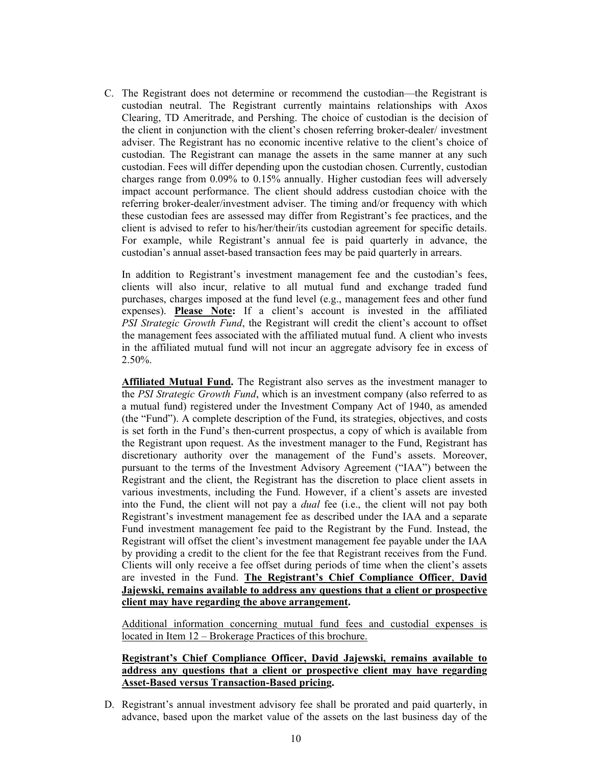C. The Registrant does not determine or recommend the custodian—the Registrant is custodian neutral. The Registrant currently maintains relationships with Axos Clearing, TD Ameritrade, and Pershing. The choice of custodian is the decision of the client in conjunction with the client's chosen referring broker-dealer/ investment adviser. The Registrant has no economic incentive relative to the client's choice of custodian. The Registrant can manage the assets in the same manner at any such custodian. Fees will differ depending upon the custodian chosen. Currently, custodian charges range from 0.09% to 0.15% annually. Higher custodian fees will adversely impact account performance. The client should address custodian choice with the referring broker-dealer/investment adviser. The timing and/or frequency with which these custodian fees are assessed may differ from Registrant's fee practices, and the client is advised to refer to his/her/their/its custodian agreement for specific details. For example, while Registrant's annual fee is paid quarterly in advance, the custodian's annual asset-based transaction fees may be paid quarterly in arrears.

   In addition to Registrant's investment management fee and the custodian's fees, clients will also incur, relative to all mutual fund and exchange traded fund purchases, charges imposed at the fund level (e.g., management fees and other fund expenses). **Please Note:** If a client's account is invested in the affiliated *PSI Strategic Growth Fund*, the Registrant will credit the client's account to offset the management fees associated with the affiliated mutual fund. A client who invests in the affiliated mutual fund will not incur an aggregate advisory fee in excess of 2.50%.

   **Affiliated Mutual Fund.** The Registrant also serves as the investment manager to the *PSI Strategic Growth Fund*, which is an investment company (also referred to as a mutual fund) registered under the Investment Company Act of 1940, as amended (the "Fund"). A complete description of the Fund, its strategies, objectives, and costs is set forth in the Fund's then-current prospectus, a copy of which is available from the Registrant upon request. As the investment manager to the Fund, Registrant has discretionary authority over the management of the Fund's assets. Moreover, pursuant to the terms of the Investment Advisory Agreement ("IAA") between the Registrant and the client, the Registrant has the discretion to place client assets in various investments, including the Fund. However, if a client's assets are invested into the Fund, the client will not pay a *dual* fee (i.e., the client will not pay both Registrant's investment management fee as described under the IAA and a separate Fund investment management fee paid to the Registrant by the Fund. Instead, the Registrant will offset the client's investment management fee payable under the IAA by providing a credit to the client for the fee that Registrant receives from the Fund. Clients will only receive a fee offset during periods of time when the client's assets are invested in the Fund. **The Registrant's Chief Compliance Officer, David Jajewski, remains available to address any questions that a client or prospective client may have regarding the above arrangement.**

   Additional information concerning mutual fund fees and custodial expenses is located in Item 12 – Brokerage Practices of this brochure.

   **Registrant's Chief Compliance Officer, David Jajewski, remains available to address any questions that a client or prospective client may have regarding Asset-Based versus Transaction-Based pricing.**

D. Registrant's annual investment advisory fee shall be prorated and paid quarterly, in advance, based upon the market value of the assets on the last business day of the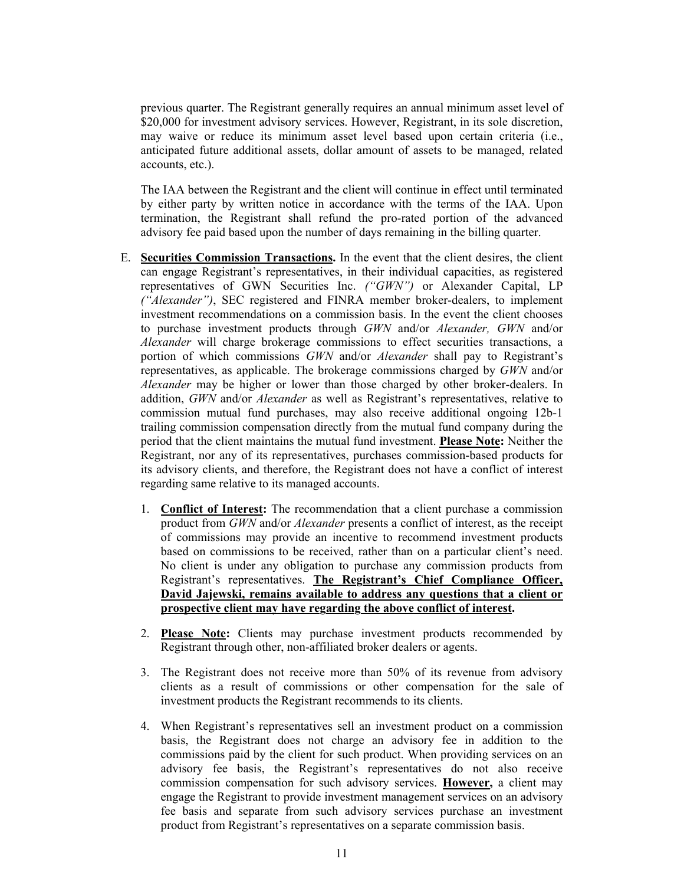previous quarter. The Registrant generally requires an annual minimum asset level of $20,000 for investment advisory services. However, Registrant, in its sole discretion, may waive or reduce its minimum asset level based upon certain criteria (i.e., anticipated future additional assets, dollar amount of assets to be managed, related accounts, etc.).

The IAA between the Registrant and the client will continue in effect until terminated by either party by written notice in accordance with the terms of the IAA. Upon termination, the Registrant shall refund the pro-rated portion of the advanced advisory fee paid based upon the number of days remaining in the billing quarter.

E. **Securities Commission Transactions.** In the event that the client desires, the client can engage Registrant's representatives, in their individual capacities, as registered representatives of GWN Securities Inc. *("GWN")* or Alexander Capital, LP *("Alexander")*, SEC registered and FINRA member broker-dealers, to implement investment recommendations on a commission basis. In the event the client chooses to purchase investment products through *GWN* and/or *Alexander, GWN* and/or *Alexander* will charge brokerage commissions to effect securities transactions, a portion of which commissions *GWN* and/or *Alexander* shall pay to Registrant's representatives, as applicable. The brokerage commissions charged by *GWN* and/or *Alexander* may be higher or lower than those charged by other broker-dealers. In addition, *GWN* and/or *Alexander* as well as Registrant's representatives, relative to commission mutual fund purchases, may also receive additional ongoing 12b-1 trailing commission compensation directly from the mutual fund company during the period that the client maintains the mutual fund investment. **Please Note:** Neither the Registrant, nor any of its representatives, purchases commission-based products for its advisory clients, and therefore, the Registrant does not have a conflict of interest regarding same relative to its managed accounts.

1. **Conflict of Interest:** The recommendation that a client purchase a commission product from *GWN* and/or *Alexander* presents a conflict of interest, as the receipt of commissions may provide an incentive to recommend investment products based on commissions to be received, rather than on a particular client's need. No client is under any obligation to purchase any commission products from Registrant's representatives. **The Registrant's Chief Compliance Officer, David Jajewski, remains available to address any questions that a client or prospective client may have regarding the above conflict of interest.**

2. **Please Note:** Clients may purchase investment products recommended by Registrant through other, non-affiliated broker dealers or agents.

3. The Registrant does not receive more than 50% of its revenue from advisory clients as a result of commissions or other compensation for the sale of investment products the Registrant recommends to its clients.

4. When Registrant's representatives sell an investment product on a commission basis, the Registrant does not charge an advisory fee in addition to the commissions paid by the client for such product. When providing services on an advisory fee basis, the Registrant's representatives do not also receive commission compensation for such advisory services. **However,** a client may engage the Registrant to provide investment management services on an advisory fee basis and separate from such advisory services purchase an investment product from Registrant's representatives on a separate commission basis.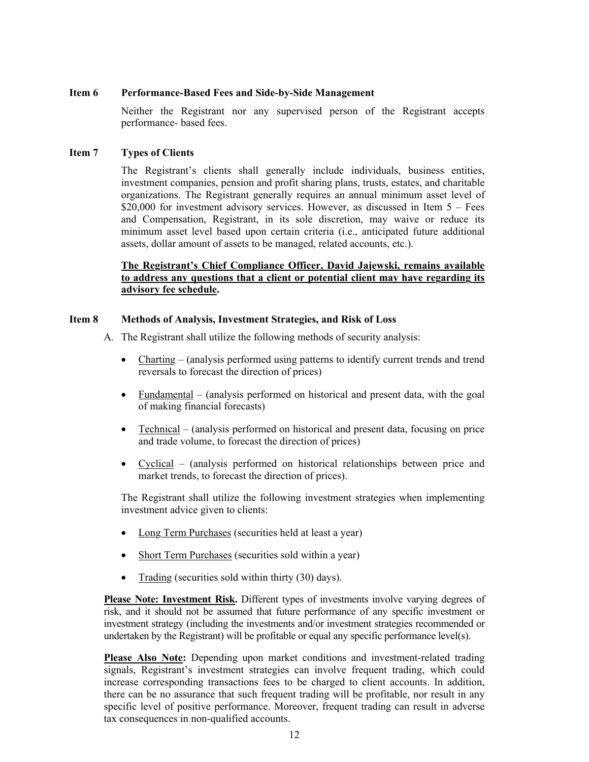## Item 6 Performance-Based Fees and Side-by-Side Management

Neither the Registrant nor any supervised person of the Registrant accepts performance- based fees.

## Item 7 Types of Clients

The Registrant's clients shall generally include individuals, business entities, investment companies, pension and profit sharing plans, trusts, estates, and charitable organizations. The Registrant generally requires an annual minimum asset level of $20,000 for investment advisory services. However, as discussed in Item 5 – Fees and Compensation, Registrant, in its sole discretion, may waive or reduce its minimum asset level based upon certain criteria (i.e., anticipated future additional assets, dollar amount of assets to be managed, related accounts, etc.).

<u>**The Registrant's Chief Compliance Officer, David Jajewski, remains available to address any questions that a client or potential client may have regarding its advisory fee schedule.**</u>

## Item 8 Methods of Analysis, Investment Strategies, and Risk of Loss

A. The Registrant shall utilize the following methods of security analysis:

- <u>Charting</u> – (analysis performed using patterns to identify current trends and trend reversals to forecast the direction of prices)
- <u>Fundamental</u> – (analysis performed on historical and present data, with the goal of making financial forecasts)
- <u>Technical</u> – (analysis performed on historical and present data, focusing on price and trade volume, to forecast the direction of prices)
- <u>Cyclical</u> – (analysis performed on historical relationships between price and market trends, to forecast the direction of prices).

The Registrant shall utilize the following investment strategies when implementing investment advice given to clients:

- <u>Long Term Purchases</u> (securities held at least a year)
- <u>Short Term Purchases</u> (securities sold within a year)
- <u>Trading</u> (securities sold within thirty (30) days).

<u>**Please Note: Investment Risk.**</u> Different types of investments involve varying degrees of risk, and it should not be assumed that future performance of any specific investment or investment strategy (including the investments and/or investment strategies recommended or undertaken by the Registrant) will be profitable or equal any specific performance level(s).

<u>**Please Also Note**</u>**:** Depending upon market conditions and investment-related trading signals, Registrant's investment strategies can involve frequent trading, which could increase corresponding transactions fees to be charged to client accounts. In addition, there can be no assurance that such frequent trading will be profitable, nor result in any specific level of positive performance. Moreover, frequent trading can result in adverse tax consequences in non-qualified accounts.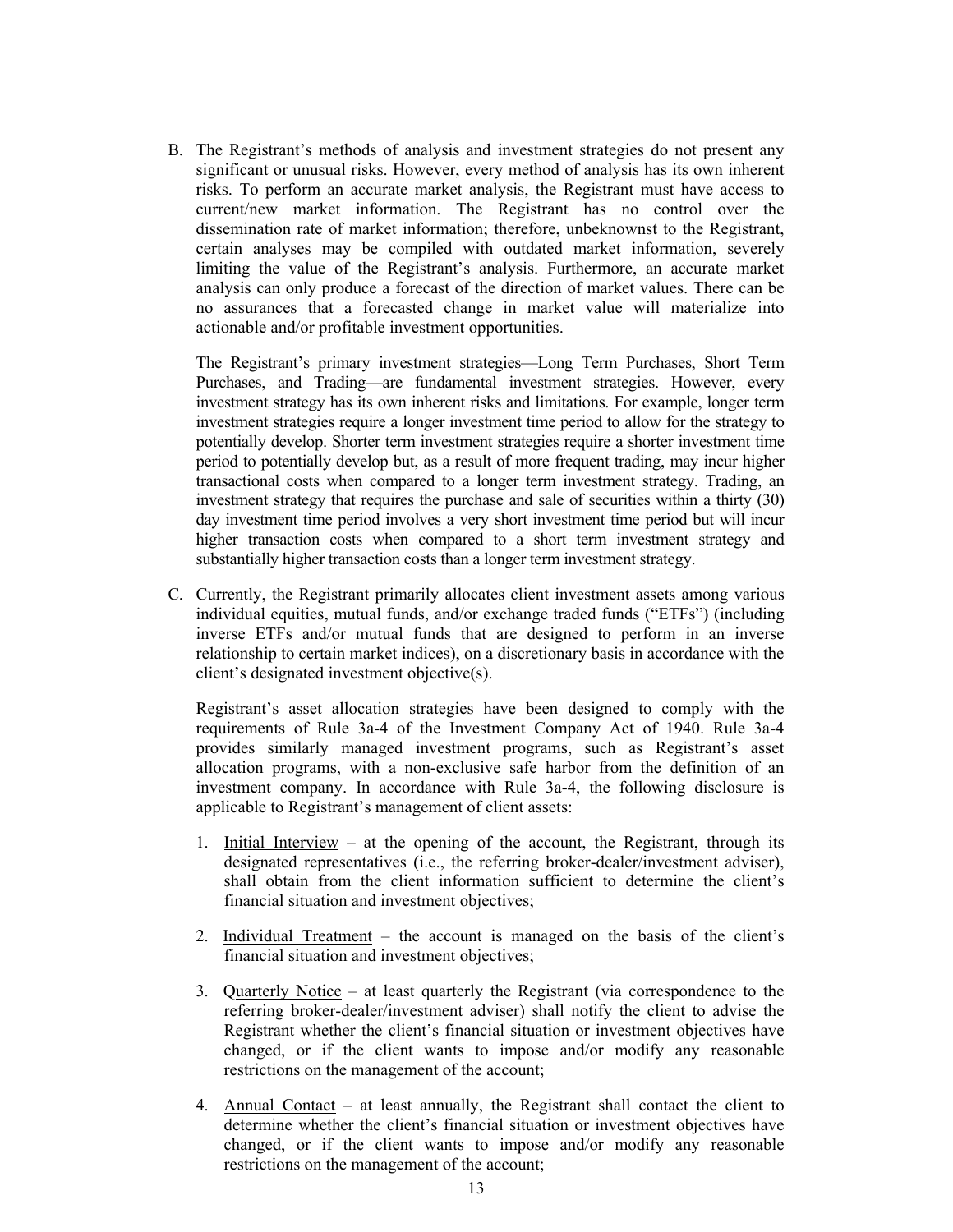B. The Registrant's methods of analysis and investment strategies do not present any significant or unusual risks. However, every method of analysis has its own inherent risks. To perform an accurate market analysis, the Registrant must have access to current/new market information. The Registrant has no control over the dissemination rate of market information; therefore, unbeknownst to the Registrant, certain analyses may be compiled with outdated market information, severely limiting the value of the Registrant's analysis. Furthermore, an accurate market analysis can only produce a forecast of the direction of market values. There can be no assurances that a forecasted change in market value will materialize into actionable and/or profitable investment opportunities.

   The Registrant's primary investment strategies—Long Term Purchases, Short Term Purchases, and Trading—are fundamental investment strategies. However, every investment strategy has its own inherent risks and limitations. For example, longer term investment strategies require a longer investment time period to allow for the strategy to potentially develop. Shorter term investment strategies require a shorter investment time period to potentially develop but, as a result of more frequent trading, may incur higher transactional costs when compared to a longer term investment strategy. Trading, an investment strategy that requires the purchase and sale of securities within a thirty (30) day investment time period involves a very short investment time period but will incur higher transaction costs when compared to a short term investment strategy and substantially higher transaction costs than a longer term investment strategy.

C. Currently, the Registrant primarily allocates client investment assets among various individual equities, mutual funds, and/or exchange traded funds ("ETFs") (including inverse ETFs and/or mutual funds that are designed to perform in an inverse relationship to certain market indices), on a discretionary basis in accordance with the client's designated investment objective(s).

   Registrant's asset allocation strategies have been designed to comply with the requirements of Rule 3a-4 of the Investment Company Act of 1940. Rule 3a-4 provides similarly managed investment programs, such as Registrant's asset allocation programs, with a non-exclusive safe harbor from the definition of an investment company. In accordance with Rule 3a-4, the following disclosure is applicable to Registrant's management of client assets:

   1. Initial Interview – at the opening of the account, the Registrant, through its designated representatives (i.e., the referring broker-dealer/investment adviser), shall obtain from the client information sufficient to determine the client's financial situation and investment objectives;

   2. Individual Treatment – the account is managed on the basis of the client's financial situation and investment objectives;

   3. Quarterly Notice – at least quarterly the Registrant (via correspondence to the referring broker-dealer/investment adviser) shall notify the client to advise the Registrant whether the client's financial situation or investment objectives have changed, or if the client wants to impose and/or modify any reasonable restrictions on the management of the account;

   4. Annual Contact – at least annually, the Registrant shall contact the client to determine whether the client's financial situation or investment objectives have changed, or if the client wants to impose and/or modify any reasonable restrictions on the management of the account;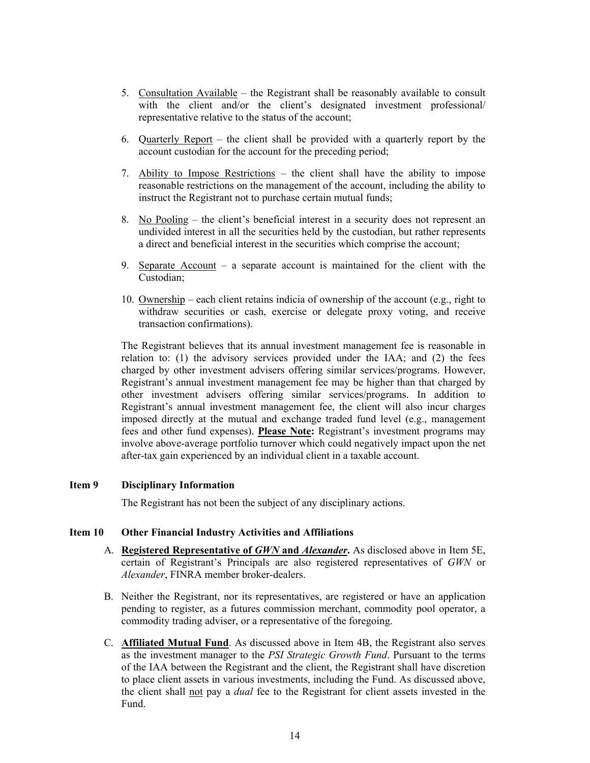5. Consultation Available – the Registrant shall be reasonably available to consult with the client and/or the client's designated investment professional/ representative relative to the status of the account;

6. Quarterly Report – the client shall be provided with a quarterly report by the account custodian for the account for the preceding period;

7. Ability to Impose Restrictions – the client shall have the ability to impose reasonable restrictions on the management of the account, including the ability to instruct the Registrant not to purchase certain mutual funds;

8. No Pooling – the client's beneficial interest in a security does not represent an undivided interest in all the securities held by the custodian, but rather represents a direct and beneficial interest in the securities which comprise the account;

9. Separate Account – a separate account is maintained for the client with the Custodian;

10. Ownership – each client retains indicia of ownership of the account (e.g., right to withdraw securities or cash, exercise or delegate proxy voting, and receive transaction confirmations).

The Registrant believes that its annual investment management fee is reasonable in relation to: (1) the advisory services provided under the IAA; and (2) the fees charged by other investment advisers offering similar services/programs. However, Registrant's annual investment management fee may be higher than that charged by other investment advisers offering similar services/programs. In addition to Registrant's annual investment management fee, the client will also incur charges imposed directly at the mutual and exchange traded fund level (e.g., management fees and other fund expenses). **Please Note:** Registrant's investment programs may involve above-average portfolio turnover which could negatively impact upon the net after-tax gain experienced by an individual client in a taxable account.

## Item 9 Disciplinary Information

The Registrant has not been the subject of any disciplinary actions.

## Item 10 Other Financial Industry Activities and Affiliations

A. **Registered Representative of *GWN* and *Alexander*.** As disclosed above in Item 5E, certain of Registrant's Principals are also registered representatives of *GWN* or *Alexander*, FINRA member broker-dealers.

B. Neither the Registrant, nor its representatives, are registered or have an application pending to register, as a futures commission merchant, commodity pool operator, a commodity trading adviser, or a representative of the foregoing.

C. **Affiliated Mutual Fund**. As discussed above in Item 4B, the Registrant also serves as the investment manager to the *PSI Strategic Growth Fund*. Pursuant to the terms of the IAA between the Registrant and the client, the Registrant shall have discretion to place client assets in various investments, including the Fund. As discussed above, the client shall not pay a *dual* fee to the Registrant for client assets invested in the Fund.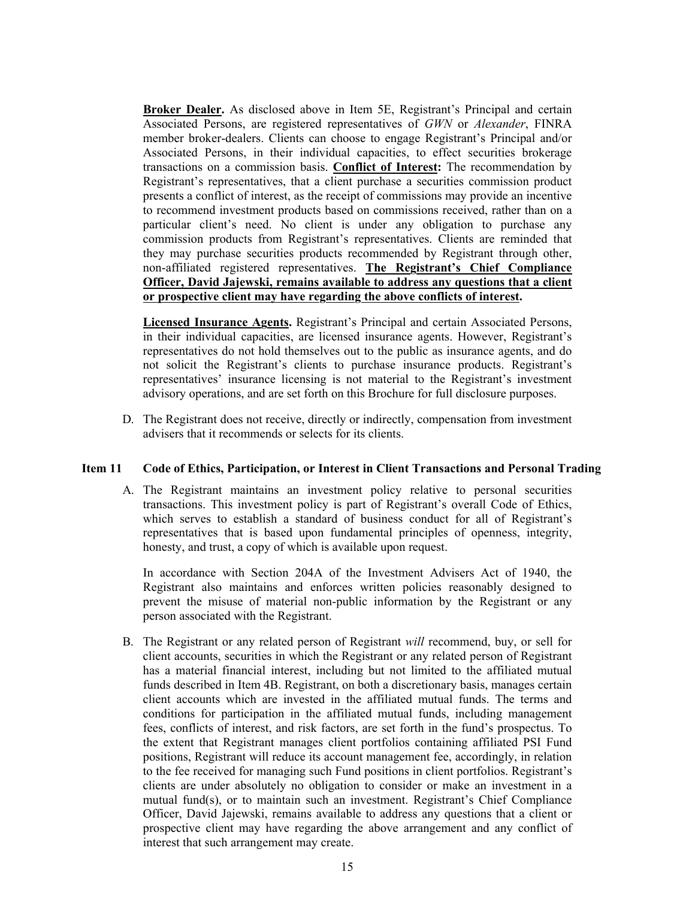**Broker Dealer.** As disclosed above in Item 5E, Registrant's Principal and certain Associated Persons, are registered representatives of *GWN* or *Alexander*, FINRA member broker-dealers. Clients can choose to engage Registrant's Principal and/or Associated Persons, in their individual capacities, to effect securities brokerage transactions on a commission basis. **Conflict of Interest:** The recommendation by Registrant's representatives, that a client purchase a securities commission product presents a conflict of interest, as the receipt of commissions may provide an incentive to recommend investment products based on commissions received, rather than on a particular client's need. No client is under any obligation to purchase any commission products from Registrant's representatives. Clients are reminded that they may purchase securities products recommended by Registrant through other, non-affiliated registered representatives. **The Registrant's Chief Compliance Officer, David Jajewski, remains available to address any questions that a client or prospective client may have regarding the above conflicts of interest.**

**Licensed Insurance Agents.** Registrant's Principal and certain Associated Persons, in their individual capacities, are licensed insurance agents. However, Registrant's representatives do not hold themselves out to the public as insurance agents, and do not solicit the Registrant's clients to purchase insurance products. Registrant's representatives' insurance licensing is not material to the Registrant's investment advisory operations, and are set forth on this Brochure for full disclosure purposes.

D. The Registrant does not receive, directly or indirectly, compensation from investment advisers that it recommends or selects for its clients.

## Item 11 Code of Ethics, Participation, or Interest in Client Transactions and Personal Trading

A. The Registrant maintains an investment policy relative to personal securities transactions. This investment policy is part of Registrant's overall Code of Ethics, which serves to establish a standard of business conduct for all of Registrant's representatives that is based upon fundamental principles of openness, integrity, honesty, and trust, a copy of which is available upon request.

In accordance with Section 204A of the Investment Advisers Act of 1940, the Registrant also maintains and enforces written policies reasonably designed to prevent the misuse of material non-public information by the Registrant or any person associated with the Registrant.

B. The Registrant or any related person of Registrant *will* recommend, buy, or sell for client accounts, securities in which the Registrant or any related person of Registrant has a material financial interest, including but not limited to the affiliated mutual funds described in Item 4B. Registrant, on both a discretionary basis, manages certain client accounts which are invested in the affiliated mutual funds. The terms and conditions for participation in the affiliated mutual funds, including management fees, conflicts of interest, and risk factors, are set forth in the fund's prospectus. To the extent that Registrant manages client portfolios containing affiliated PSI Fund positions, Registrant will reduce its account management fee, accordingly, in relation to the fee received for managing such Fund positions in client portfolios. Registrant's clients are under absolutely no obligation to consider or make an investment in a mutual fund(s), or to maintain such an investment. Registrant's Chief Compliance Officer, David Jajewski, remains available to address any questions that a client or prospective client may have regarding the above arrangement and any conflict of interest that such arrangement may create.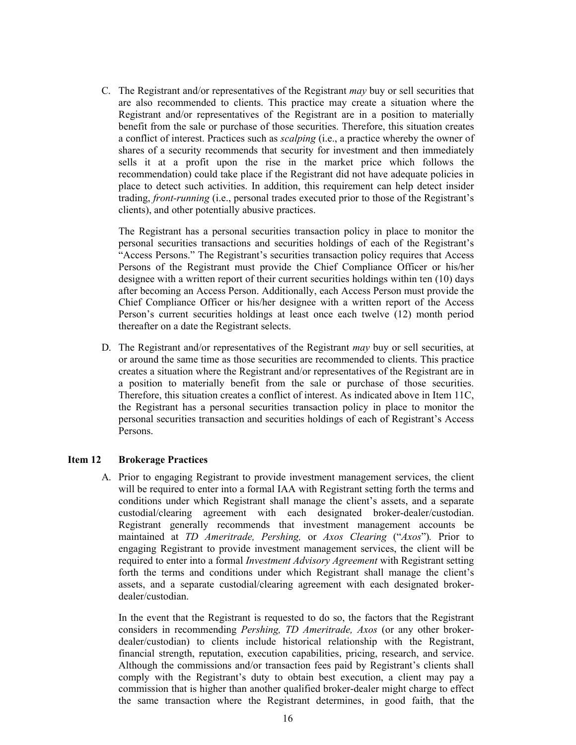C. The Registrant and/or representatives of the Registrant *may* buy or sell securities that are also recommended to clients. This practice may create a situation where the Registrant and/or representatives of the Registrant are in a position to materially benefit from the sale or purchase of those securities. Therefore, this situation creates a conflict of interest. Practices such as *scalping* (i.e., a practice whereby the owner of shares of a security recommends that security for investment and then immediately sells it at a profit upon the rise in the market price which follows the recommendation) could take place if the Registrant did not have adequate policies in place to detect such activities. In addition, this requirement can help detect insider trading, *front-running* (i.e., personal trades executed prior to those of the Registrant's clients), and other potentially abusive practices.

   The Registrant has a personal securities transaction policy in place to monitor the personal securities transactions and securities holdings of each of the Registrant's "Access Persons." The Registrant's securities transaction policy requires that Access Persons of the Registrant must provide the Chief Compliance Officer or his/her designee with a written report of their current securities holdings within ten (10) days after becoming an Access Person. Additionally, each Access Person must provide the Chief Compliance Officer or his/her designee with a written report of the Access Person's current securities holdings at least once each twelve (12) month period thereafter on a date the Registrant selects.

D. The Registrant and/or representatives of the Registrant *may* buy or sell securities, at or around the same time as those securities are recommended to clients. This practice creates a situation where the Registrant and/or representatives of the Registrant are in a position to materially benefit from the sale or purchase of those securities. Therefore, this situation creates a conflict of interest. As indicated above in Item 11C, the Registrant has a personal securities transaction policy in place to monitor the personal securities transaction and securities holdings of each of Registrant's Access Persons.

## Item 12 Brokerage Practices

A. Prior to engaging Registrant to provide investment management services, the client will be required to enter into a formal IAA with Registrant setting forth the terms and conditions under which Registrant shall manage the client's assets, and a separate custodial/clearing agreement with each designated broker-dealer/custodian. Registrant generally recommends that investment management accounts be maintained at *TD Ameritrade, Pershing,* or *Axos Clearing* ("*Axos*"). Prior to engaging Registrant to provide investment management services, the client will be required to enter into a formal *Investment Advisory Agreement* with Registrant setting forth the terms and conditions under which Registrant shall manage the client's assets, and a separate custodial/clearing agreement with each designated broker-dealer/custodian.

   In the event that the Registrant is requested to do so, the factors that the Registrant considers in recommending *Pershing, TD Ameritrade, Axos* (or any other broker-dealer/custodian) to clients include historical relationship with the Registrant, financial strength, reputation, execution capabilities, pricing, research, and service. Although the commissions and/or transaction fees paid by Registrant's clients shall comply with the Registrant's duty to obtain best execution, a client may pay a commission that is higher than another qualified broker-dealer might charge to effect the same transaction where the Registrant determines, in good faith, that the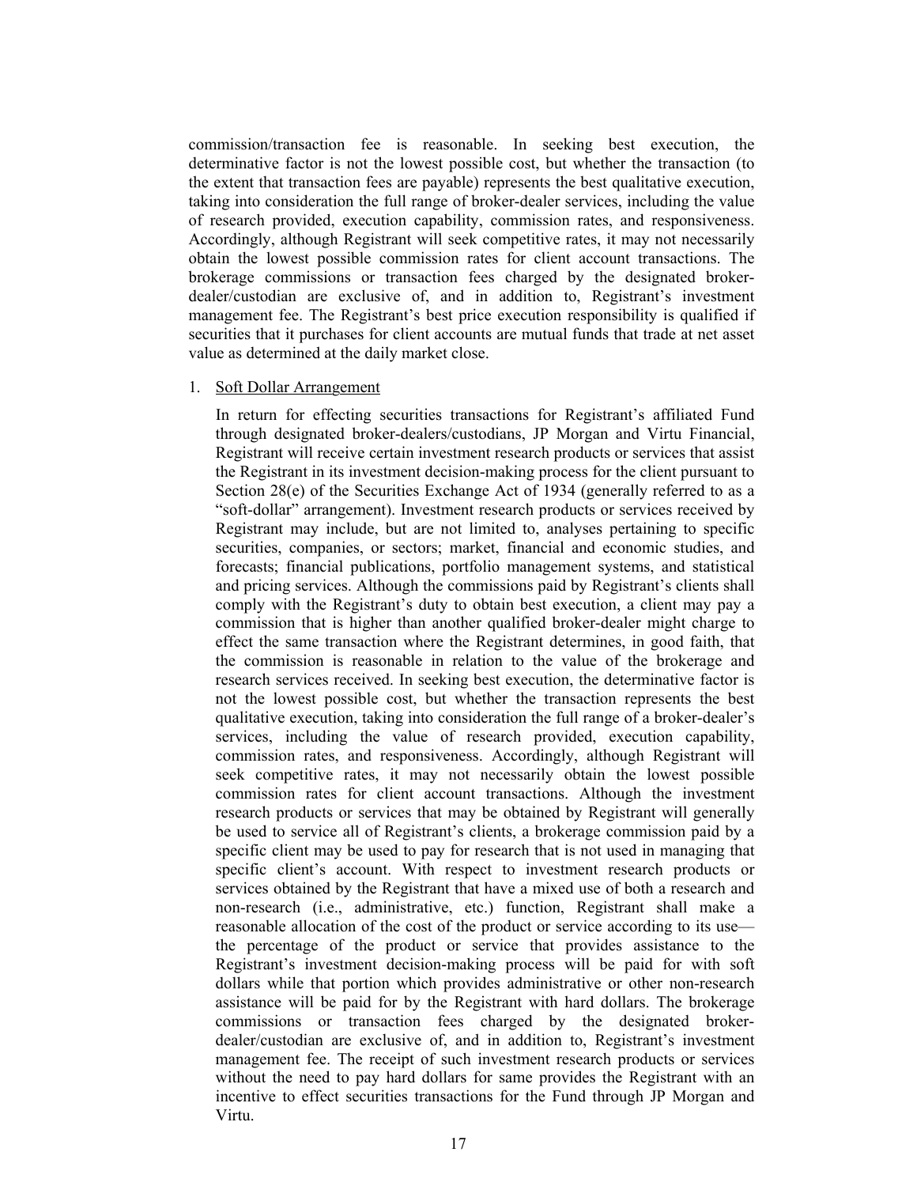commission/transaction fee is reasonable. In seeking best execution, the determinative factor is not the lowest possible cost, but whether the transaction (to the extent that transaction fees are payable) represents the best qualitative execution, taking into consideration the full range of broker-dealer services, including the value of research provided, execution capability, commission rates, and responsiveness. Accordingly, although Registrant will seek competitive rates, it may not necessarily obtain the lowest possible commission rates for client account transactions. The brokerage commissions or transaction fees charged by the designated broker-dealer/custodian are exclusive of, and in addition to, Registrant's investment management fee. The Registrant's best price execution responsibility is qualified if securities that it purchases for client accounts are mutual funds that trade at net asset value as determined at the daily market close.

1. <u>Soft Dollar Arrangement</u>

   In return for effecting securities transactions for Registrant's affiliated Fund through designated broker-dealers/custodians, JP Morgan and Virtu Financial, Registrant will receive certain investment research products or services that assist the Registrant in its investment decision-making process for the client pursuant to Section 28(e) of the Securities Exchange Act of 1934 (generally referred to as a "soft-dollar" arrangement). Investment research products or services received by Registrant may include, but are not limited to, analyses pertaining to specific securities, companies, or sectors; market, financial and economic studies, and forecasts; financial publications, portfolio management systems, and statistical and pricing services. Although the commissions paid by Registrant's clients shall comply with the Registrant's duty to obtain best execution, a client may pay a commission that is higher than another qualified broker-dealer might charge to effect the same transaction where the Registrant determines, in good faith, that the commission is reasonable in relation to the value of the brokerage and research services received. In seeking best execution, the determinative factor is not the lowest possible cost, but whether the transaction represents the best qualitative execution, taking into consideration the full range of a broker-dealer's services, including the value of research provided, execution capability, commission rates, and responsiveness. Accordingly, although Registrant will seek competitive rates, it may not necessarily obtain the lowest possible commission rates for client account transactions. Although the investment research products or services that may be obtained by Registrant will generally be used to service all of Registrant's clients, a brokerage commission paid by a specific client may be used to pay for research that is not used in managing that specific client's account. With respect to investment research products or services obtained by the Registrant that have a mixed use of both a research and non-research (i.e., administrative, etc.) function, Registrant shall make a reasonable allocation of the cost of the product or service according to its use—the percentage of the product or service that provides assistance to the Registrant's investment decision-making process will be paid for with soft dollars while that portion which provides administrative or other non-research assistance will be paid for by the Registrant with hard dollars. The brokerage commissions or transaction fees charged by the designated broker-dealer/custodian are exclusive of, and in addition to, Registrant's investment management fee. The receipt of such investment research products or services without the need to pay hard dollars for same provides the Registrant with an incentive to effect securities transactions for the Fund through JP Morgan and Virtu.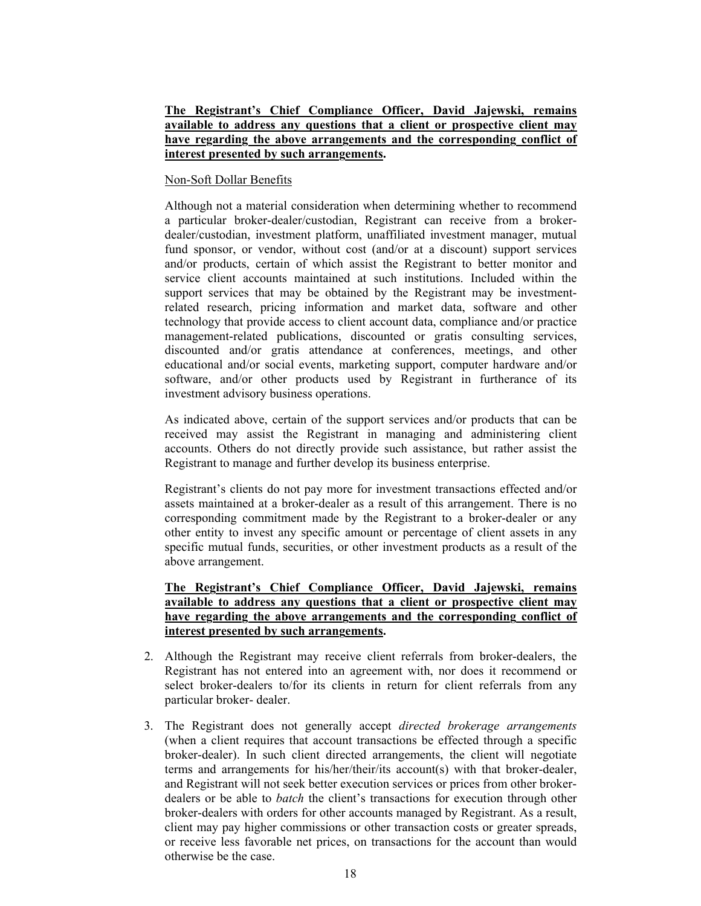**The Registrant's Chief Compliance Officer, David Jajewski, remains available to address any questions that a client or prospective client may have regarding the above arrangements and the corresponding conflict of interest presented by such arrangements.**

Non-Soft Dollar Benefits

Although not a material consideration when determining whether to recommend a particular broker-dealer/custodian, Registrant can receive from a broker-dealer/custodian, investment platform, unaffiliated investment manager, mutual fund sponsor, or vendor, without cost (and/or at a discount) support services and/or products, certain of which assist the Registrant to better monitor and service client accounts maintained at such institutions. Included within the support services that may be obtained by the Registrant may be investment-related research, pricing information and market data, software and other technology that provide access to client account data, compliance and/or practice management-related publications, discounted or gratis consulting services, discounted and/or gratis attendance at conferences, meetings, and other educational and/or social events, marketing support, computer hardware and/or software, and/or other products used by Registrant in furtherance of its investment advisory business operations.

As indicated above, certain of the support services and/or products that can be received may assist the Registrant in managing and administering client accounts. Others do not directly provide such assistance, but rather assist the Registrant to manage and further develop its business enterprise.

Registrant's clients do not pay more for investment transactions effected and/or assets maintained at a broker-dealer as a result of this arrangement. There is no corresponding commitment made by the Registrant to a broker-dealer or any other entity to invest any specific amount or percentage of client assets in any specific mutual funds, securities, or other investment products as a result of the above arrangement.

**The Registrant's Chief Compliance Officer, David Jajewski, remains available to address any questions that a client or prospective client may have regarding the above arrangements and the corresponding conflict of interest presented by such arrangements.**

2. Although the Registrant may receive client referrals from broker-dealers, the Registrant has not entered into an agreement with, nor does it recommend or select broker-dealers to/for its clients in return for client referrals from any particular broker- dealer.

3. The Registrant does not generally accept *directed brokerage arrangements* (when a client requires that account transactions be effected through a specific broker-dealer). In such client directed arrangements, the client will negotiate terms and arrangements for his/her/their/its account(s) with that broker-dealer, and Registrant will not seek better execution services or prices from other broker-dealers or be able to *batch* the client's transactions for execution through other broker-dealers with orders for other accounts managed by Registrant. As a result, client may pay higher commissions or other transaction costs or greater spreads, or receive less favorable net prices, on transactions for the account than would otherwise be the case.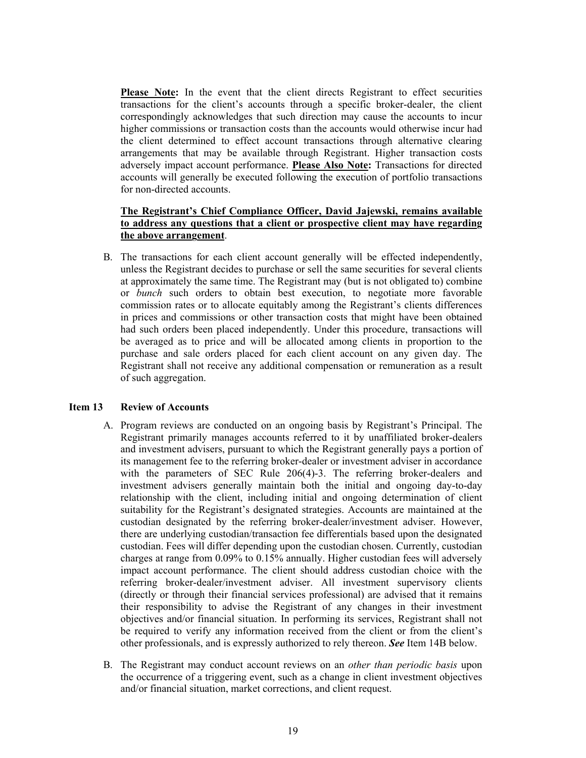**<u>Please Note</u>:** In the event that the client directs Registrant to effect securities transactions for the client's accounts through a specific broker-dealer, the client correspondingly acknowledges that such direction may cause the accounts to incur higher commissions or transaction costs than the accounts would otherwise incur had the client determined to effect account transactions through alternative clearing arrangements that may be available through Registrant. Higher transaction costs adversely impact account performance. **<u>Please Also Note</u>:** Transactions for directed accounts will generally be executed following the execution of portfolio transactions for non-directed accounts.

**<u>The Registrant's Chief Compliance Officer, David Jajewski, remains available to address any questions that a client or prospective client may have regarding the above arrangement</u>**.

B. The transactions for each client account generally will be effected independently, unless the Registrant decides to purchase or sell the same securities for several clients at approximately the same time. The Registrant may (but is not obligated to) combine or *bunch* such orders to obtain best execution, to negotiate more favorable commission rates or to allocate equitably among the Registrant's clients differences in prices and commissions or other transaction costs that might have been obtained had such orders been placed independently. Under this procedure, transactions will be averaged as to price and will be allocated among clients in proportion to the purchase and sale orders placed for each client account on any given day. The Registrant shall not receive any additional compensation or remuneration as a result of such aggregation.

## Item 13 Review of Accounts

A. Program reviews are conducted on an ongoing basis by Registrant's Principal. The Registrant primarily manages accounts referred to it by unaffiliated broker-dealers and investment advisers, pursuant to which the Registrant generally pays a portion of its management fee to the referring broker-dealer or investment adviser in accordance with the parameters of SEC Rule 206(4)-3. The referring broker-dealers and investment advisers generally maintain both the initial and ongoing day-to-day relationship with the client, including initial and ongoing determination of client suitability for the Registrant's designated strategies. Accounts are maintained at the custodian designated by the referring broker-dealer/investment adviser. However, there are underlying custodian/transaction fee differentials based upon the designated custodian. Fees will differ depending upon the custodian chosen. Currently, custodian charges at range from 0.09% to 0.15% annually. Higher custodian fees will adversely impact account performance. The client should address custodian choice with the referring broker-dealer/investment adviser. All investment supervisory clients (directly or through their financial services professional) are advised that it remains their responsibility to advise the Registrant of any changes in their investment objectives and/or financial situation. In performing its services, Registrant shall not be required to verify any information received from the client or from the client's other professionals, and is expressly authorized to rely thereon. ***See*** Item 14B below.

B. The Registrant may conduct account reviews on an *other than periodic basis* upon the occurrence of a triggering event, such as a change in client investment objectives and/or financial situation, market corrections, and client request.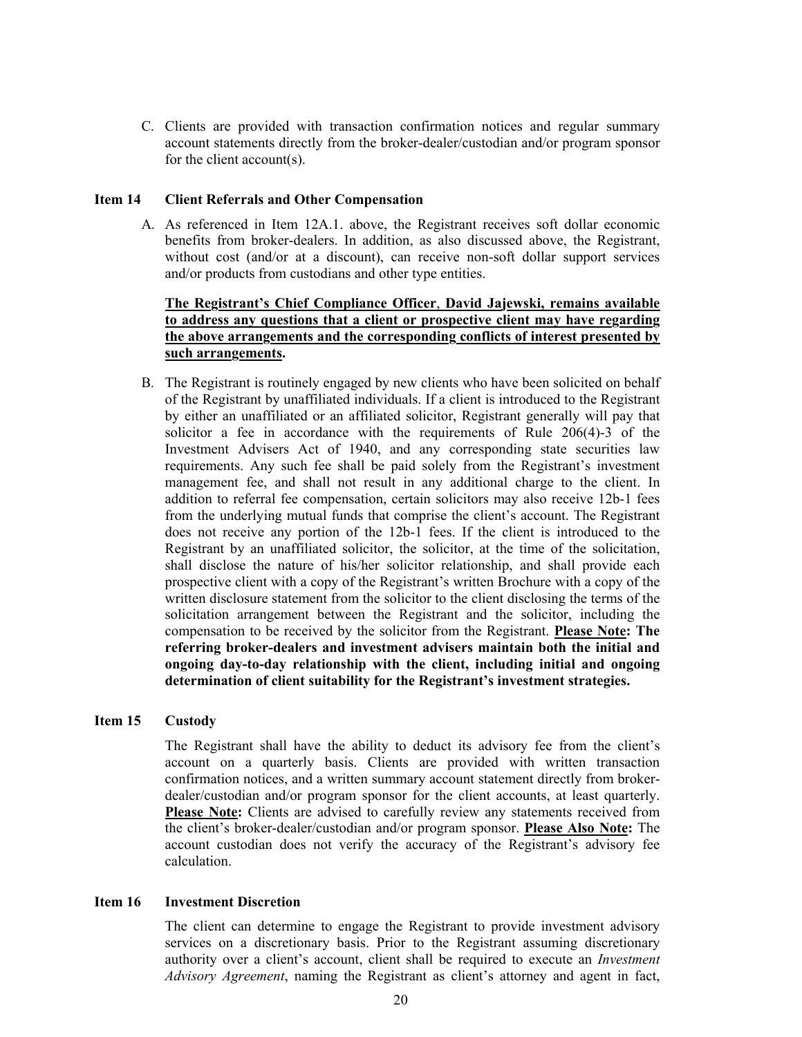C. Clients are provided with transaction confirmation notices and regular summary account statements directly from the broker-dealer/custodian and/or program sponsor for the client account(s).

## Item 14 Client Referrals and Other Compensation

A. As referenced in Item 12A.1. above, the Registrant receives soft dollar economic benefits from broker-dealers. In addition, as also discussed above, the Registrant, without cost (and/or at a discount), can receive non-soft dollar support services and/or products from custodians and other type entities.

   **<u>The Registrant's Chief Compliance Officer</u>, <u>David Jajewski, remains available to address any questions that a client or prospective client may have regarding the above arrangements and the corresponding conflicts of interest presented by such arrangements</u>.**

B. The Registrant is routinely engaged by new clients who have been solicited on behalf of the Registrant by unaffiliated individuals. If a client is introduced to the Registrant by either an unaffiliated or an affiliated solicitor, Registrant generally will pay that solicitor a fee in accordance with the requirements of Rule 206(4)-3 of the Investment Advisers Act of 1940, and any corresponding state securities law requirements. Any such fee shall be paid solely from the Registrant's investment management fee, and shall not result in any additional charge to the client. In addition to referral fee compensation, certain solicitors may also receive 12b-1 fees from the underlying mutual funds that comprise the client's account. The Registrant does not receive any portion of the 12b-1 fees. If the client is introduced to the Registrant by an unaffiliated solicitor, the solicitor, at the time of the solicitation, shall disclose the nature of his/her solicitor relationship, and shall provide each prospective client with a copy of the Registrant's written Brochure with a copy of the written disclosure statement from the solicitor to the client disclosing the terms of the solicitation arrangement between the Registrant and the solicitor, including the compensation to be received by the solicitor from the Registrant. **<u>Please Note</u>: The referring broker-dealers and investment advisers maintain both the initial and ongoing day-to-day relationship with the client, including initial and ongoing determination of client suitability for the Registrant's investment strategies.**

## Item 15 Custody

The Registrant shall have the ability to deduct its advisory fee from the client's account on a quarterly basis. Clients are provided with written transaction confirmation notices, and a written summary account statement directly from broker-dealer/custodian and/or program sponsor for the client accounts, at least quarterly. **<u>Please Note</u>:** Clients are advised to carefully review any statements received from the client's broker-dealer/custodian and/or program sponsor. **<u>Please Also Note</u>:** The account custodian does not verify the accuracy of the Registrant's advisory fee calculation.

## Item 16 Investment Discretion

The client can determine to engage the Registrant to provide investment advisory services on a discretionary basis. Prior to the Registrant assuming discretionary authority over a client's account, client shall be required to execute an *Investment Advisory Agreement*, naming the Registrant as client's attorney and agent in fact,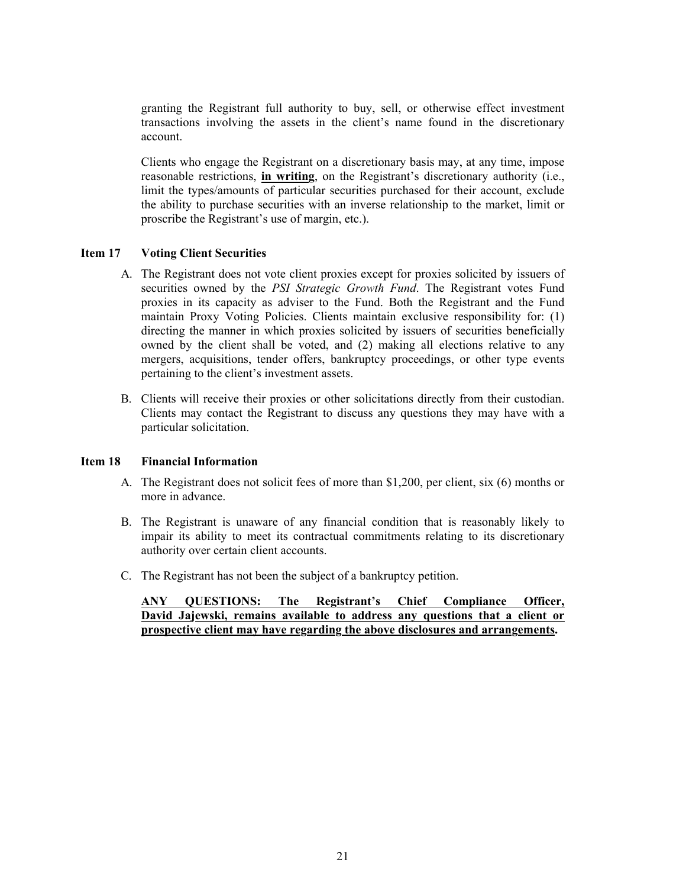granting the Registrant full authority to buy, sell, or otherwise effect investment transactions involving the assets in the client's name found in the discretionary account.

Clients who engage the Registrant on a discretionary basis may, at any time, impose reasonable restrictions, **in writing**, on the Registrant's discretionary authority (i.e., limit the types/amounts of particular securities purchased for their account, exclude the ability to purchase securities with an inverse relationship to the market, limit or proscribe the Registrant's use of margin, etc.).

## Item 17 Voting Client Securities

A. The Registrant does not vote client proxies except for proxies solicited by issuers of securities owned by the *PSI Strategic Growth Fund*. The Registrant votes Fund proxies in its capacity as adviser to the Fund. Both the Registrant and the Fund maintain Proxy Voting Policies. Clients maintain exclusive responsibility for: (1) directing the manner in which proxies solicited by issuers of securities beneficially owned by the client shall be voted, and (2) making all elections relative to any mergers, acquisitions, tender offers, bankruptcy proceedings, or other type events pertaining to the client's investment assets.

B. Clients will receive their proxies or other solicitations directly from their custodian. Clients may contact the Registrant to discuss any questions they may have with a particular solicitation.

## Item 18 Financial Information

A. The Registrant does not solicit fees of more than $1,200, per client, six (6) months or more in advance.

B. The Registrant is unaware of any financial condition that is reasonably likely to impair its ability to meet its contractual commitments relating to its discretionary authority over certain client accounts.

C. The Registrant has not been the subject of a bankruptcy petition.

**ANY QUESTIONS: The Registrant's Chief Compliance Officer, David Jajewski, remains available to address any questions that a client or prospective client may have regarding the above disclosures and arrangements.**